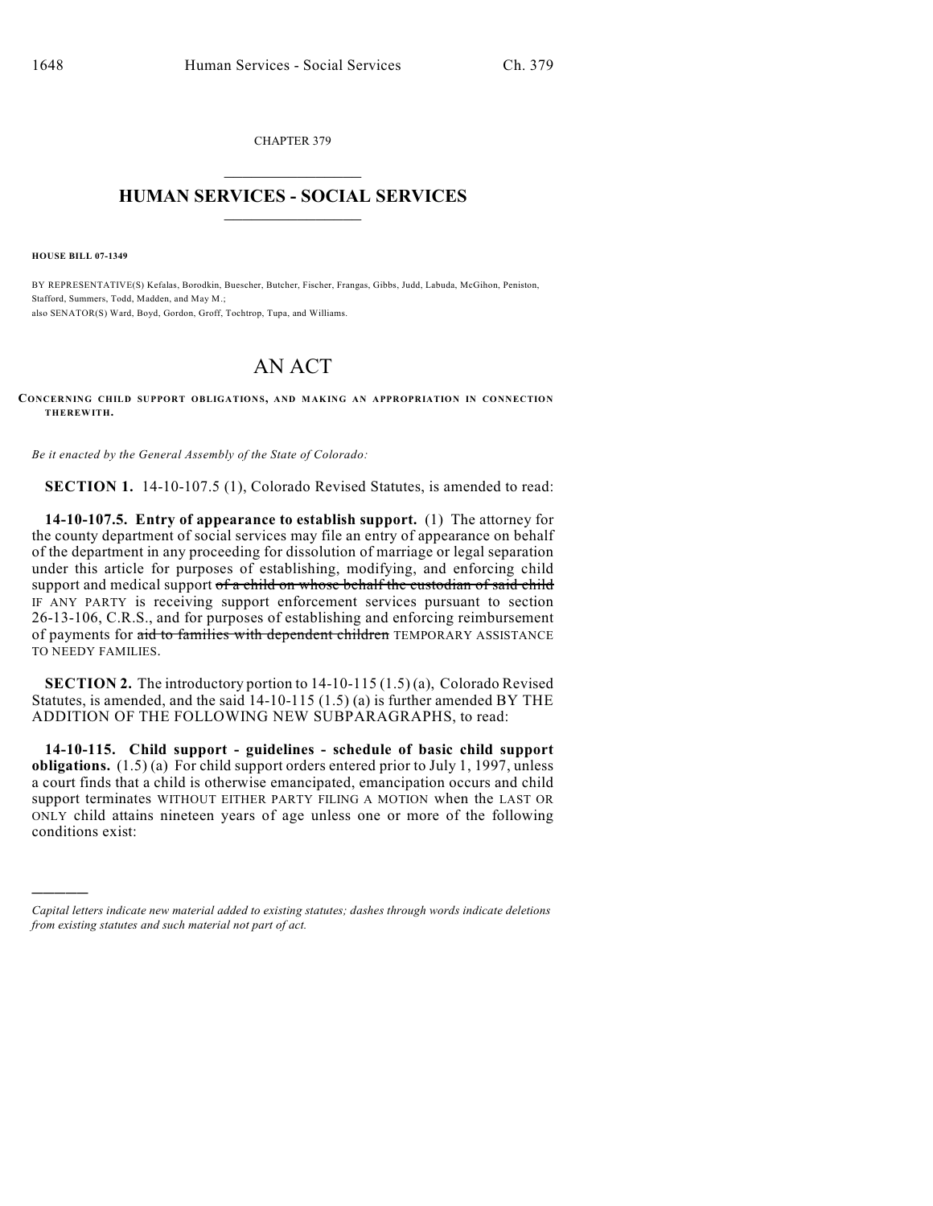CHAPTER 379

# HUMAN SERVICES - SOCIAL SERVICES

**HOUSE BILL 07-1349**

BY REPRESENTATIVE(S) Kefalas, Borodkin, Buescher, Butcher, Fischer, Frangas, Gibbs, Judd, Labuda, McGihon, Peniston, Stafford, Summers, Todd, Madden, and May M.;
also SENATOR(S) Ward, Boyd, Gordon, Groff, Tochtrop, Tupa, and Williams.

# AN ACT

**CONCERNING CHILD SUPPORT OBLIGATIONS, AND MAKING AN APPROPRIATION IN CONNECTION THEREWITH.**

*Be it enacted by the General Assembly of the State of Colorado:*

**SECTION 1.** 14-10-107.5 (1), Colorado Revised Statutes, is amended to read:

**14-10-107.5. Entry of appearance to establish support.** (1) The attorney for the county department of social services may file an entry of appearance on behalf of the department in any proceeding for dissolution of marriage or legal separation under this article for purposes of establishing, modifying, and enforcing child support and medical support ~~of a child on whose behalf the custodian of said child~~ IF ANY PARTY is receiving support enforcement services pursuant to section 26-13-106, C.R.S., and for purposes of establishing and enforcing reimbursement of payments for ~~aid to families with dependent children~~ TEMPORARY ASSISTANCE TO NEEDY FAMILIES.

**SECTION 2.** The introductory portion to 14-10-115 (1.5) (a), Colorado Revised Statutes, is amended, and the said 14-10-115 (1.5) (a) is further amended BY THE ADDITION OF THE FOLLOWING NEW SUBPARAGRAPHS, to read:

**14-10-115. Child support - guidelines - schedule of basic child support obligations.** (1.5) (a) For child support orders entered prior to July 1, 1997, unless a court finds that a child is otherwise emancipated, emancipation occurs and child support terminates WITHOUT EITHER PARTY FILING A MOTION when the LAST OR ONLY child attains nineteen years of age unless one or more of the following conditions exist:

---

*Capital letters indicate new material added to existing statutes; dashes through words indicate deletions from existing statutes and such material not part of act.*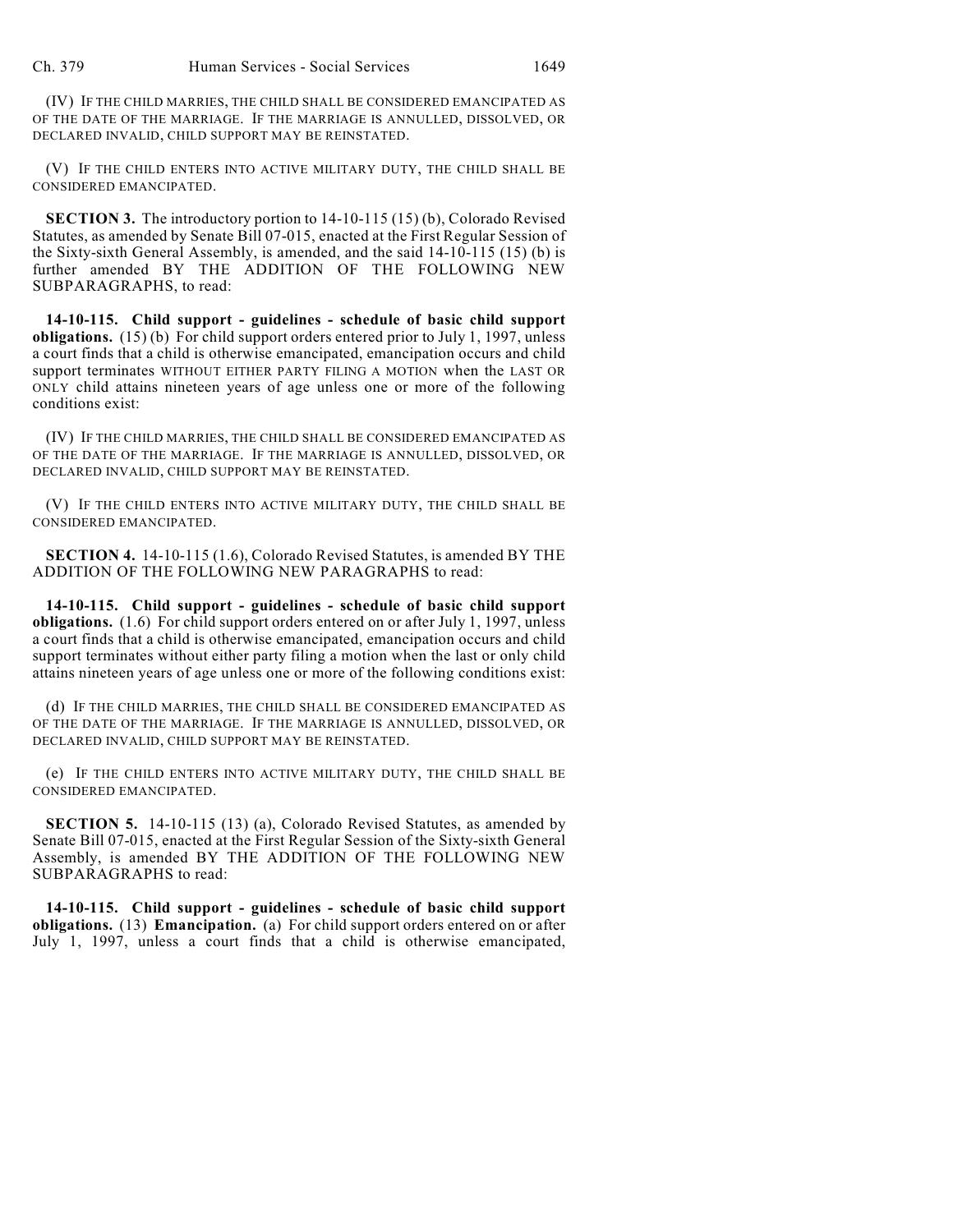(IV) IF THE CHILD MARRIES, THE CHILD SHALL BE CONSIDERED EMANCIPATED AS OF THE DATE OF THE MARRIAGE. IF THE MARRIAGE IS ANNULLED, DISSOLVED, OR DECLARED INVALID, CHILD SUPPORT MAY BE REINSTATED.

(V) IF THE CHILD ENTERS INTO ACTIVE MILITARY DUTY, THE CHILD SHALL BE CONSIDERED EMANCIPATED.

**SECTION 3.** The introductory portion to 14-10-115 (15) (b), Colorado Revised Statutes, as amended by Senate Bill 07-015, enacted at the First Regular Session of the Sixty-sixth General Assembly, is amended, and the said 14-10-115 (15) (b) is further amended BY THE ADDITION OF THE FOLLOWING NEW SUBPARAGRAPHS, to read:

**14-10-115. Child support - guidelines - schedule of basic child support obligations.** (15) (b) For child support orders entered prior to July 1, 1997, unless a court finds that a child is otherwise emancipated, emancipation occurs and child support terminates WITHOUT EITHER PARTY FILING A MOTION when the LAST OR ONLY child attains nineteen years of age unless one or more of the following conditions exist:

(IV) IF THE CHILD MARRIES, THE CHILD SHALL BE CONSIDERED EMANCIPATED AS OF THE DATE OF THE MARRIAGE. IF THE MARRIAGE IS ANNULLED, DISSOLVED, OR DECLARED INVALID, CHILD SUPPORT MAY BE REINSTATED.

(V) IF THE CHILD ENTERS INTO ACTIVE MILITARY DUTY, THE CHILD SHALL BE CONSIDERED EMANCIPATED.

**SECTION 4.** 14-10-115 (1.6), Colorado Revised Statutes, is amended BY THE ADDITION OF THE FOLLOWING NEW PARAGRAPHS to read:

**14-10-115. Child support - guidelines - schedule of basic child support obligations.** (1.6) For child support orders entered on or after July 1, 1997, unless a court finds that a child is otherwise emancipated, emancipation occurs and child support terminates without either party filing a motion when the last or only child attains nineteen years of age unless one or more of the following conditions exist:

(d) IF THE CHILD MARRIES, THE CHILD SHALL BE CONSIDERED EMANCIPATED AS OF THE DATE OF THE MARRIAGE. IF THE MARRIAGE IS ANNULLED, DISSOLVED, OR DECLARED INVALID, CHILD SUPPORT MAY BE REINSTATED.

(e) IF THE CHILD ENTERS INTO ACTIVE MILITARY DUTY, THE CHILD SHALL BE CONSIDERED EMANCIPATED.

**SECTION 5.** 14-10-115 (13) (a), Colorado Revised Statutes, as amended by Senate Bill 07-015, enacted at the First Regular Session of the Sixty-sixth General Assembly, is amended BY THE ADDITION OF THE FOLLOWING NEW SUBPARAGRAPHS to read:

**14-10-115. Child support - guidelines - schedule of basic child support obligations.** (13) **Emancipation.** (a) For child support orders entered on or after July 1, 1997, unless a court finds that a child is otherwise emancipated,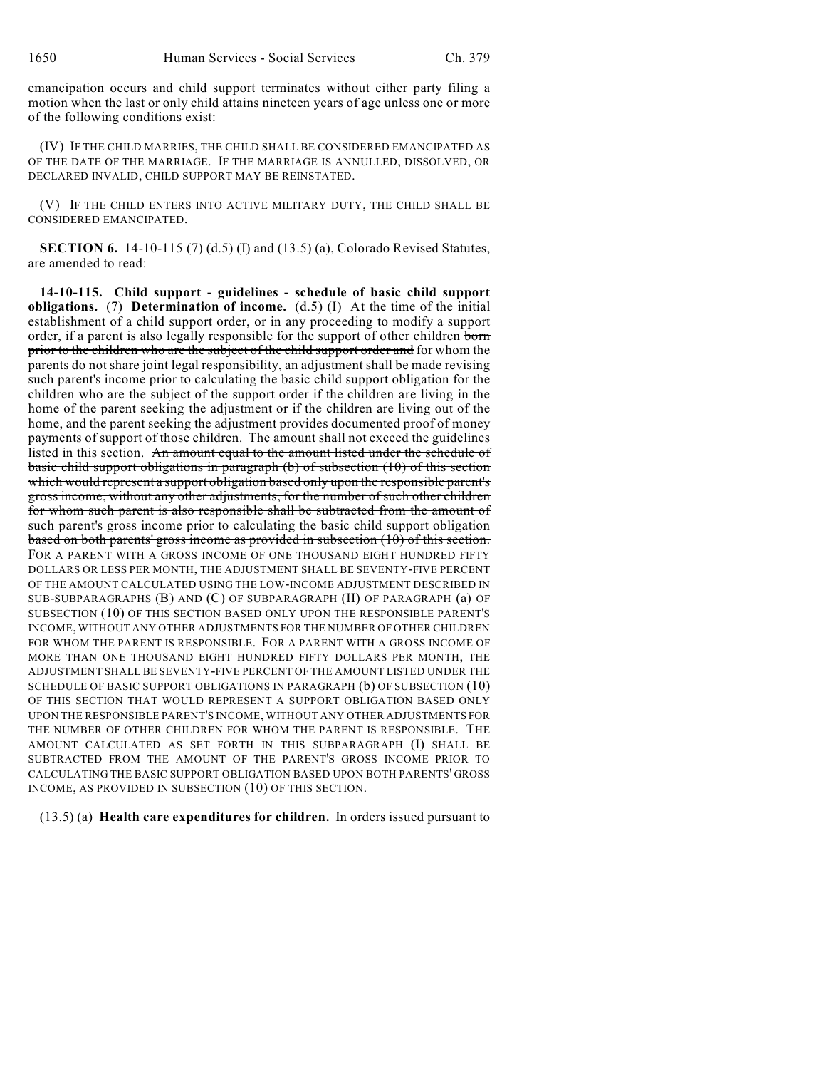emancipation occurs and child support terminates without either party filing a motion when the last or only child attains nineteen years of age unless one or more of the following conditions exist:

(IV) IF THE CHILD MARRIES, THE CHILD SHALL BE CONSIDERED EMANCIPATED AS OF THE DATE OF THE MARRIAGE. IF THE MARRIAGE IS ANNULLED, DISSOLVED, OR DECLARED INVALID, CHILD SUPPORT MAY BE REINSTATED.

(V) IF THE CHILD ENTERS INTO ACTIVE MILITARY DUTY, THE CHILD SHALL BE CONSIDERED EMANCIPATED.

**SECTION 6.** 14-10-115 (7) (d.5) (I) and (13.5) (a), Colorado Revised Statutes, are amended to read:

**14-10-115. Child support - guidelines - schedule of basic child support obligations.** (7) **Determination of income.** (d.5) (I) At the time of the initial establishment of a child support order, or in any proceeding to modify a support order, if a parent is also legally responsible for the support of other children ~~born prior to the children who are the subject of the child support order and~~ for whom the parents do not share joint legal responsibility, an adjustment shall be made revising such parent's income prior to calculating the basic child support obligation for the children who are the subject of the support order if the children are living in the home of the parent seeking the adjustment or if the children are living out of the home, and the parent seeking the adjustment provides documented proof of money payments of support of those children. The amount shall not exceed the guidelines listed in this section. ~~An amount equal to the amount listed under the schedule of basic child support obligations in paragraph (b) of subsection (10) of this section which would represent a support obligation based only upon the responsible parent's gross income, without any other adjustments, for the number of such other children for whom such parent is also responsible shall be subtracted from the amount of such parent's gross income prior to calculating the basic child support obligation based on both parents' gross income as provided in subsection (10) of this section.~~ FOR A PARENT WITH A GROSS INCOME OF ONE THOUSAND EIGHT HUNDRED FIFTY DOLLARS OR LESS PER MONTH, THE ADJUSTMENT SHALL BE SEVENTY-FIVE PERCENT OF THE AMOUNT CALCULATED USING THE LOW-INCOME ADJUSTMENT DESCRIBED IN SUB-SUBPARAGRAPHS (B) AND (C) OF SUBPARAGRAPH (II) OF PARAGRAPH (a) OF SUBSECTION (10) OF THIS SECTION BASED ONLY UPON THE RESPONSIBLE PARENT'S INCOME, WITHOUT ANY OTHER ADJUSTMENTS FOR THE NUMBER OF OTHER CHILDREN FOR WHOM THE PARENT IS RESPONSIBLE. FOR A PARENT WITH A GROSS INCOME OF MORE THAN ONE THOUSAND EIGHT HUNDRED FIFTY DOLLARS PER MONTH, THE ADJUSTMENT SHALL BE SEVENTY-FIVE PERCENT OF THE AMOUNT LISTED UNDER THE SCHEDULE OF BASIC SUPPORT OBLIGATIONS IN PARAGRAPH (b) OF SUBSECTION (10) OF THIS SECTION THAT WOULD REPRESENT A SUPPORT OBLIGATION BASED ONLY UPON THE RESPONSIBLE PARENT'S INCOME, WITHOUT ANY OTHER ADJUSTMENTS FOR THE NUMBER OF OTHER CHILDREN FOR WHOM THE PARENT IS RESPONSIBLE. THE AMOUNT CALCULATED AS SET FORTH IN THIS SUBPARAGRAPH (I) SHALL BE SUBTRACTED FROM THE AMOUNT OF THE PARENT'S GROSS INCOME PRIOR TO CALCULATING THE BASIC SUPPORT OBLIGATION BASED UPON BOTH PARENTS' GROSS INCOME, AS PROVIDED IN SUBSECTION (10) OF THIS SECTION.

(13.5) (a) **Health care expenditures for children.** In orders issued pursuant to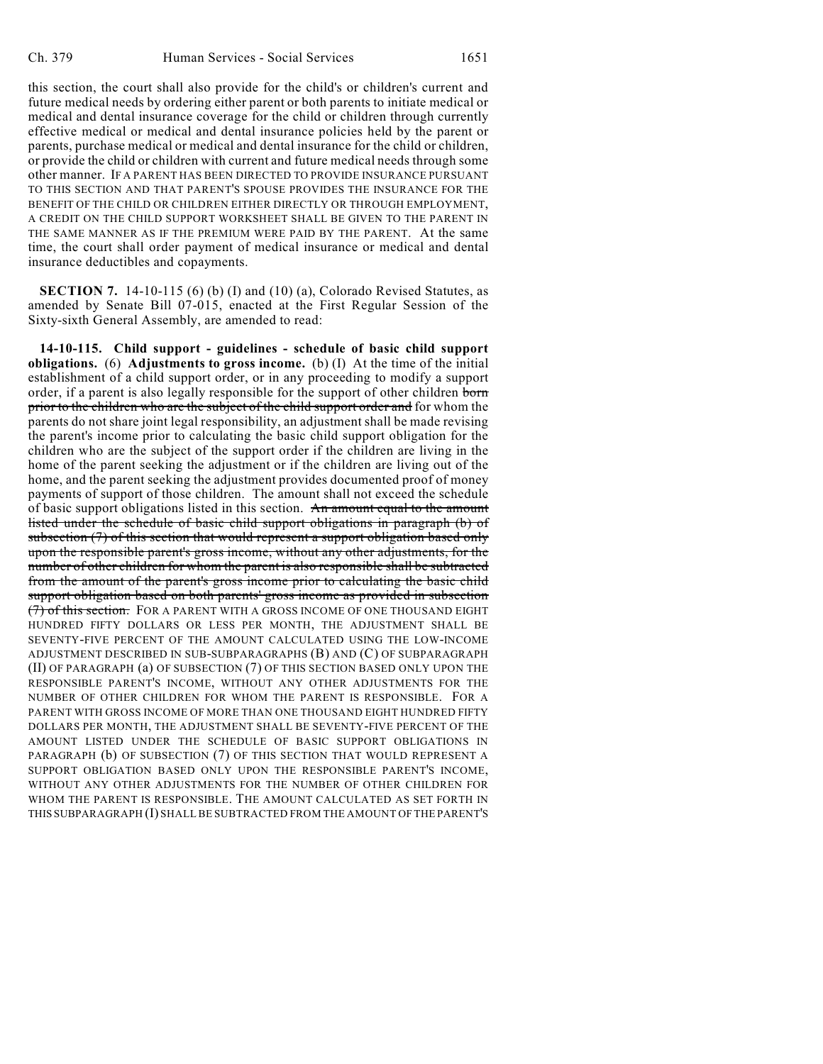this section, the court shall also provide for the child's or children's current and future medical needs by ordering either parent or both parents to initiate medical or medical and dental insurance coverage for the child or children through currently effective medical or medical and dental insurance policies held by the parent or parents, purchase medical or medical and dental insurance for the child or children, or provide the child or children with current and future medical needs through some other manner. IF A PARENT HAS BEEN DIRECTED TO PROVIDE INSURANCE PURSUANT TO THIS SECTION AND THAT PARENT'S SPOUSE PROVIDES THE INSURANCE FOR THE BENEFIT OF THE CHILD OR CHILDREN EITHER DIRECTLY OR THROUGH EMPLOYMENT, A CREDIT ON THE CHILD SUPPORT WORKSHEET SHALL BE GIVEN TO THE PARENT IN THE SAME MANNER AS IF THE PREMIUM WERE PAID BY THE PARENT. At the same time, the court shall order payment of medical insurance or medical and dental insurance deductibles and copayments.

**SECTION 7.** 14-10-115 (6) (b) (I) and (10) (a), Colorado Revised Statutes, as amended by Senate Bill 07-015, enacted at the First Regular Session of the Sixty-sixth General Assembly, are amended to read:

**14-10-115. Child support - guidelines - schedule of basic child support obligations.** (6) **Adjustments to gross income.** (b) (I) At the time of the initial establishment of a child support order, or in any proceeding to modify a support order, if a parent is also legally responsible for the support of other children ~~born prior to the children who are the subject of the child support order and~~ for whom the parents do not share joint legal responsibility, an adjustment shall be made revising the parent's income prior to calculating the basic child support obligation for the children who are the subject of the support order if the children are living in the home of the parent seeking the adjustment or if the children are living out of the home, and the parent seeking the adjustment provides documented proof of money payments of support of those children. The amount shall not exceed the schedule of basic support obligations listed in this section. ~~An amount equal to the amount listed under the schedule of basic child support obligations in paragraph (b) of subsection (7) of this section that would represent a support obligation based only upon the responsible parent's gross income, without any other adjustments, for the number of other children for whom the parent is also responsible shall be subtracted from the amount of the parent's gross income prior to calculating the basic child support obligation based on both parents' gross income as provided in subsection (7) of this section.~~ FOR A PARENT WITH A GROSS INCOME OF ONE THOUSAND EIGHT HUNDRED FIFTY DOLLARS OR LESS PER MONTH, THE ADJUSTMENT SHALL BE SEVENTY-FIVE PERCENT OF THE AMOUNT CALCULATED USING THE LOW-INCOME ADJUSTMENT DESCRIBED IN SUB-SUBPARAGRAPHS (B) AND (C) OF SUBPARAGRAPH (II) OF PARAGRAPH (a) OF SUBSECTION (7) OF THIS SECTION BASED ONLY UPON THE RESPONSIBLE PARENT'S INCOME, WITHOUT ANY OTHER ADJUSTMENTS FOR THE NUMBER OF OTHER CHILDREN FOR WHOM THE PARENT IS RESPONSIBLE. FOR A PARENT WITH GROSS INCOME OF MORE THAN ONE THOUSAND EIGHT HUNDRED FIFTY DOLLARS PER MONTH, THE ADJUSTMENT SHALL BE SEVENTY-FIVE PERCENT OF THE AMOUNT LISTED UNDER THE SCHEDULE OF BASIC SUPPORT OBLIGATIONS IN PARAGRAPH (b) OF SUBSECTION (7) OF THIS SECTION THAT WOULD REPRESENT A SUPPORT OBLIGATION BASED ONLY UPON THE RESPONSIBLE PARENT'S INCOME, WITHOUT ANY OTHER ADJUSTMENTS FOR THE NUMBER OF OTHER CHILDREN FOR WHOM THE PARENT IS RESPONSIBLE. THE AMOUNT CALCULATED AS SET FORTH IN THIS SUBPARAGRAPH (I) SHALL BE SUBTRACTED FROM THE AMOUNT OF THE PARENT'S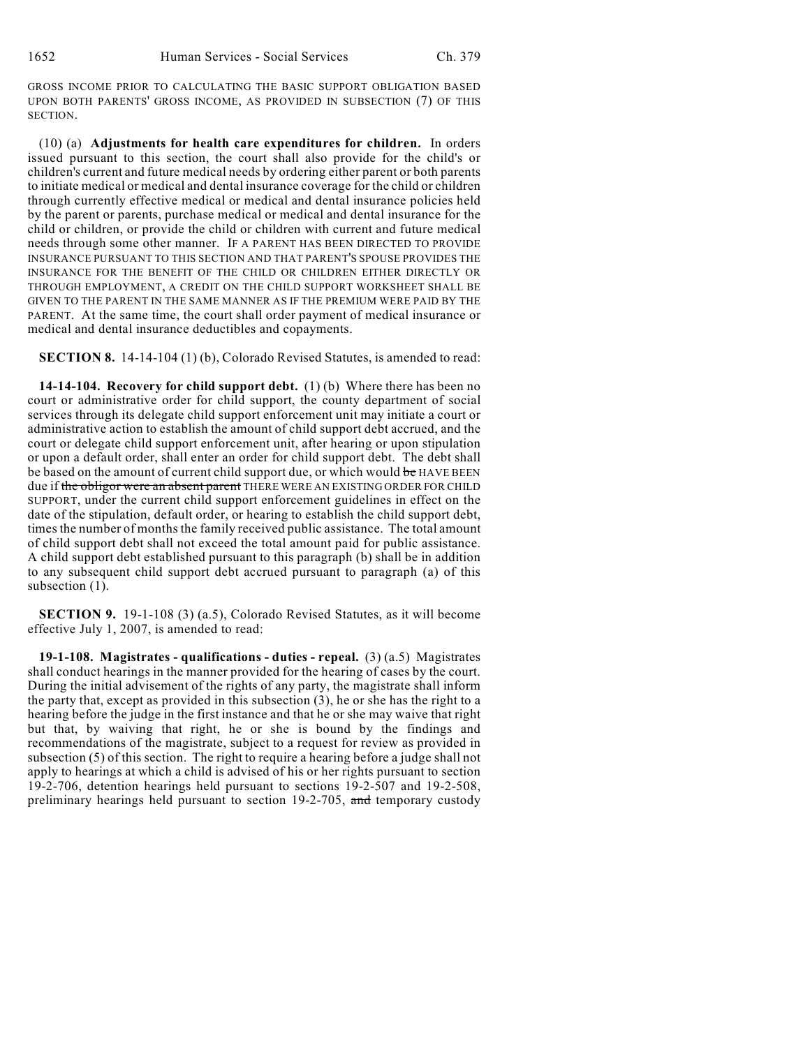GROSS INCOME PRIOR TO CALCULATING THE BASIC SUPPORT OBLIGATION BASED UPON BOTH PARENTS' GROSS INCOME, AS PROVIDED IN SUBSECTION (7) OF THIS SECTION.

(10) (a) **Adjustments for health care expenditures for children.** In orders issued pursuant to this section, the court shall also provide for the child's or children's current and future medical needs by ordering either parent or both parents to initiate medical or medical and dental insurance coverage for the child or children through currently effective medical or medical and dental insurance policies held by the parent or parents, purchase medical or medical and dental insurance for the child or children, or provide the child or children with current and future medical needs through some other manner. IF A PARENT HAS BEEN DIRECTED TO PROVIDE INSURANCE PURSUANT TO THIS SECTION AND THAT PARENT'S SPOUSE PROVIDES THE INSURANCE FOR THE BENEFIT OF THE CHILD OR CHILDREN EITHER DIRECTLY OR THROUGH EMPLOYMENT, A CREDIT ON THE CHILD SUPPORT WORKSHEET SHALL BE GIVEN TO THE PARENT IN THE SAME MANNER AS IF THE PREMIUM WERE PAID BY THE PARENT. At the same time, the court shall order payment of medical insurance or medical and dental insurance deductibles and copayments.

**SECTION 8.** 14-14-104 (1) (b), Colorado Revised Statutes, is amended to read:

**14-14-104. Recovery for child support debt.** (1) (b) Where there has been no court or administrative order for child support, the county department of social services through its delegate child support enforcement unit may initiate a court or administrative action to establish the amount of child support debt accrued, and the court or delegate child support enforcement unit, after hearing or upon stipulation or upon a default order, shall enter an order for child support debt. The debt shall be based on the amount of current child support due, or which would ~~be~~ HAVE BEEN due if ~~the obligor were an absent parent~~ THERE WERE AN EXISTING ORDER FOR CHILD SUPPORT, under the current child support enforcement guidelines in effect on the date of the stipulation, default order, or hearing to establish the child support debt, times the number of months the family received public assistance. The total amount of child support debt shall not exceed the total amount paid for public assistance. A child support debt established pursuant to this paragraph (b) shall be in addition to any subsequent child support debt accrued pursuant to paragraph (a) of this subsection (1).

**SECTION 9.** 19-1-108 (3) (a.5), Colorado Revised Statutes, as it will become effective July 1, 2007, is amended to read:

**19-1-108. Magistrates - qualifications - duties - repeal.** (3) (a.5) Magistrates shall conduct hearings in the manner provided for the hearing of cases by the court. During the initial advisement of the rights of any party, the magistrate shall inform the party that, except as provided in this subsection (3), he or she has the right to a hearing before the judge in the first instance and that he or she may waive that right but that, by waiving that right, he or she is bound by the findings and recommendations of the magistrate, subject to a request for review as provided in subsection (5) of this section. The right to require a hearing before a judge shall not apply to hearings at which a child is advised of his or her rights pursuant to section 19-2-706, detention hearings held pursuant to sections 19-2-507 and 19-2-508, preliminary hearings held pursuant to section 19-2-705, ~~and~~ temporary custody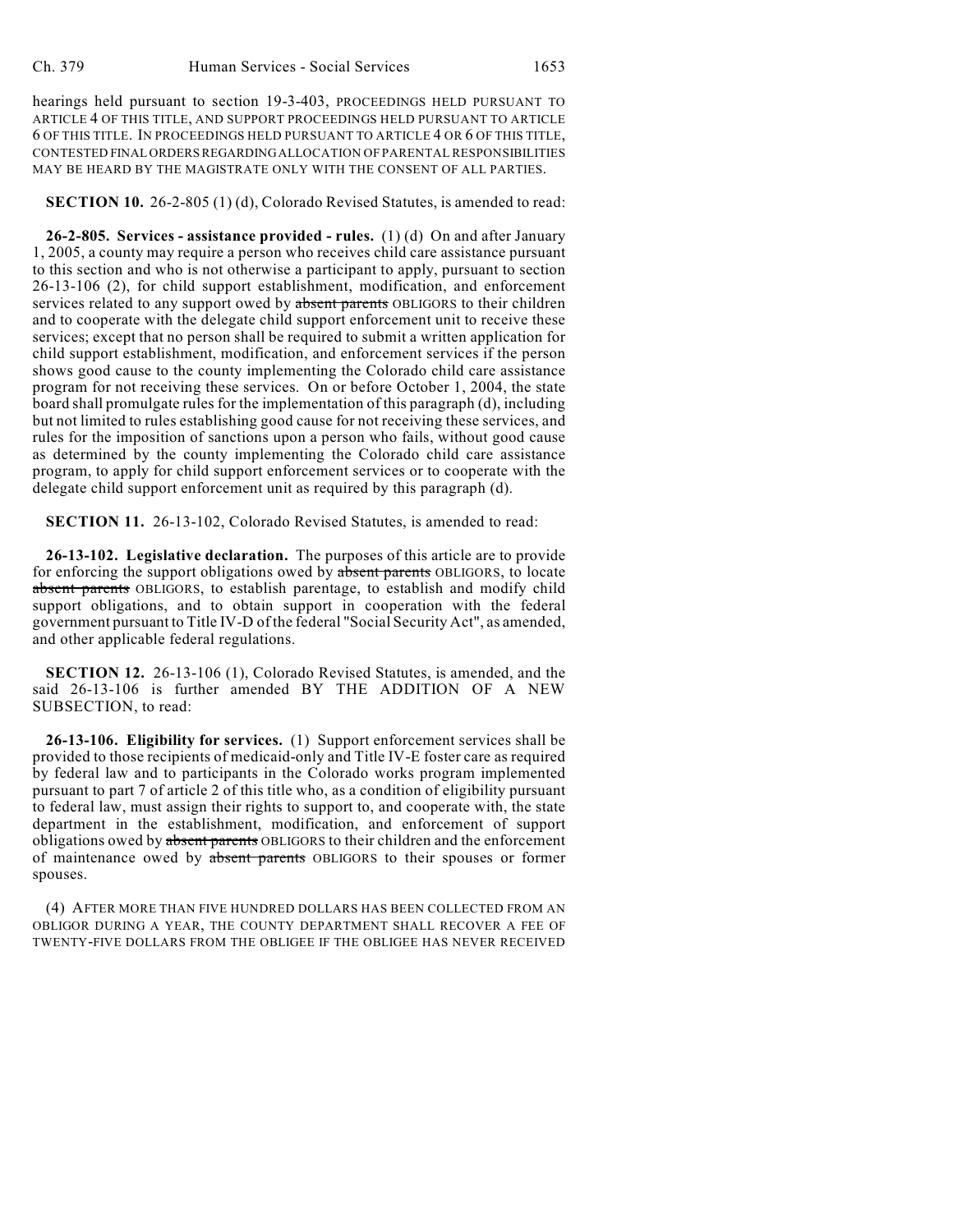hearings held pursuant to section 19-3-403, PROCEEDINGS HELD PURSUANT TO ARTICLE 4 OF THIS TITLE, AND SUPPORT PROCEEDINGS HELD PURSUANT TO ARTICLE 6 OF THIS TITLE. IN PROCEEDINGS HELD PURSUANT TO ARTICLE 4 OR 6 OF THIS TITLE, CONTESTED FINAL ORDERS REGARDING ALLOCATION OF PARENTAL RESPONSIBILITIES MAY BE HEARD BY THE MAGISTRATE ONLY WITH THE CONSENT OF ALL PARTIES.

**SECTION 10.** 26-2-805 (1) (d), Colorado Revised Statutes, is amended to read:

**26-2-805. Services - assistance provided - rules.** (1) (d) On and after January 1, 2005, a county may require a person who receives child care assistance pursuant to this section and who is not otherwise a participant to apply, pursuant to section 26-13-106 (2), for child support establishment, modification, and enforcement services related to any support owed by ~~absent parents~~ OBLIGORS to their children and to cooperate with the delegate child support enforcement unit to receive these services; except that no person shall be required to submit a written application for child support establishment, modification, and enforcement services if the person shows good cause to the county implementing the Colorado child care assistance program for not receiving these services. On or before October 1, 2004, the state board shall promulgate rules for the implementation of this paragraph (d), including but not limited to rules establishing good cause for not receiving these services, and rules for the imposition of sanctions upon a person who fails, without good cause as determined by the county implementing the Colorado child care assistance program, to apply for child support enforcement services or to cooperate with the delegate child support enforcement unit as required by this paragraph (d).

**SECTION 11.** 26-13-102, Colorado Revised Statutes, is amended to read:

**26-13-102. Legislative declaration.** The purposes of this article are to provide for enforcing the support obligations owed by ~~absent parents~~ OBLIGORS, to locate ~~absent parents~~ OBLIGORS, to establish parentage, to establish and modify child support obligations, and to obtain support in cooperation with the federal government pursuant to Title IV-D of the federal "Social Security Act", as amended, and other applicable federal regulations.

**SECTION 12.** 26-13-106 (1), Colorado Revised Statutes, is amended, and the said 26-13-106 is further amended BY THE ADDITION OF A NEW SUBSECTION, to read:

**26-13-106. Eligibility for services.** (1) Support enforcement services shall be provided to those recipients of medicaid-only and Title IV-E foster care as required by federal law and to participants in the Colorado works program implemented pursuant to part 7 of article 2 of this title who, as a condition of eligibility pursuant to federal law, must assign their rights to support to, and cooperate with, the state department in the establishment, modification, and enforcement of support obligations owed by ~~absent parents~~ OBLIGORS to their children and the enforcement of maintenance owed by ~~absent parents~~ OBLIGORS to their spouses or former spouses.

(4) AFTER MORE THAN FIVE HUNDRED DOLLARS HAS BEEN COLLECTED FROM AN OBLIGOR DURING A YEAR, THE COUNTY DEPARTMENT SHALL RECOVER A FEE OF TWENTY-FIVE DOLLARS FROM THE OBLIGEE IF THE OBLIGEE HAS NEVER RECEIVED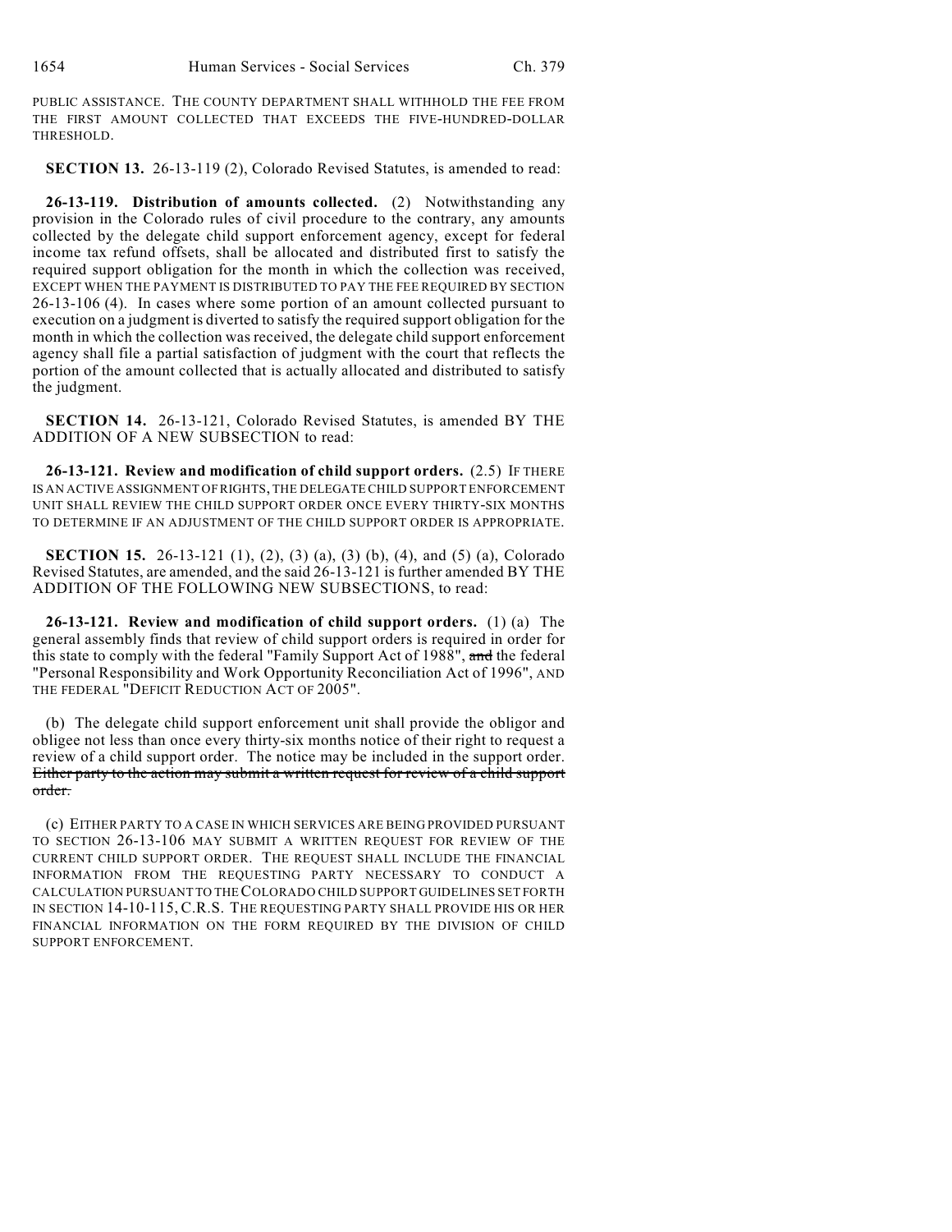PUBLIC ASSISTANCE. THE COUNTY DEPARTMENT SHALL WITHHOLD THE FEE FROM THE FIRST AMOUNT COLLECTED THAT EXCEEDS THE FIVE-HUNDRED-DOLLAR THRESHOLD.

**SECTION 13.** 26-13-119 (2), Colorado Revised Statutes, is amended to read:

**26-13-119. Distribution of amounts collected.** (2) Notwithstanding any provision in the Colorado rules of civil procedure to the contrary, any amounts collected by the delegate child support enforcement agency, except for federal income tax refund offsets, shall be allocated and distributed first to satisfy the required support obligation for the month in which the collection was received, EXCEPT WHEN THE PAYMENT IS DISTRIBUTED TO PAY THE FEE REQUIRED BY SECTION 26-13-106 (4). In cases where some portion of an amount collected pursuant to execution on a judgment is diverted to satisfy the required support obligation for the month in which the collection was received, the delegate child support enforcement agency shall file a partial satisfaction of judgment with the court that reflects the portion of the amount collected that is actually allocated and distributed to satisfy the judgment.

**SECTION 14.** 26-13-121, Colorado Revised Statutes, is amended BY THE ADDITION OF A NEW SUBSECTION to read:

**26-13-121. Review and modification of child support orders.** (2.5) IF THERE IS AN ACTIVE ASSIGNMENT OF RIGHTS, THE DELEGATE CHILD SUPPORT ENFORCEMENT UNIT SHALL REVIEW THE CHILD SUPPORT ORDER ONCE EVERY THIRTY-SIX MONTHS TO DETERMINE IF AN ADJUSTMENT OF THE CHILD SUPPORT ORDER IS APPROPRIATE.

**SECTION 15.** 26-13-121 (1), (2), (3) (a), (3) (b), (4), and (5) (a), Colorado Revised Statutes, are amended, and the said 26-13-121 is further amended BY THE ADDITION OF THE FOLLOWING NEW SUBSECTIONS, to read:

**26-13-121. Review and modification of child support orders.** (1) (a) The general assembly finds that review of child support orders is required in order for this state to comply with the federal "Family Support Act of 1988", ~~and~~ the federal "Personal Responsibility and Work Opportunity Reconciliation Act of 1996", AND THE FEDERAL "DEFICIT REDUCTION ACT OF 2005".

(b) The delegate child support enforcement unit shall provide the obligor and obligee not less than once every thirty-six months notice of their right to request a review of a child support order. The notice may be included in the support order. ~~Either party to the action may submit a written request for review of a child support order.~~

(c) EITHER PARTY TO A CASE IN WHICH SERVICES ARE BEING PROVIDED PURSUANT TO SECTION 26-13-106 MAY SUBMIT A WRITTEN REQUEST FOR REVIEW OF THE CURRENT CHILD SUPPORT ORDER. THE REQUEST SHALL INCLUDE THE FINANCIAL INFORMATION FROM THE REQUESTING PARTY NECESSARY TO CONDUCT A CALCULATION PURSUANT TO THE COLORADO CHILD SUPPORT GUIDELINES SET FORTH IN SECTION 14-10-115, C.R.S. THE REQUESTING PARTY SHALL PROVIDE HIS OR HER FINANCIAL INFORMATION ON THE FORM REQUIRED BY THE DIVISION OF CHILD SUPPORT ENFORCEMENT.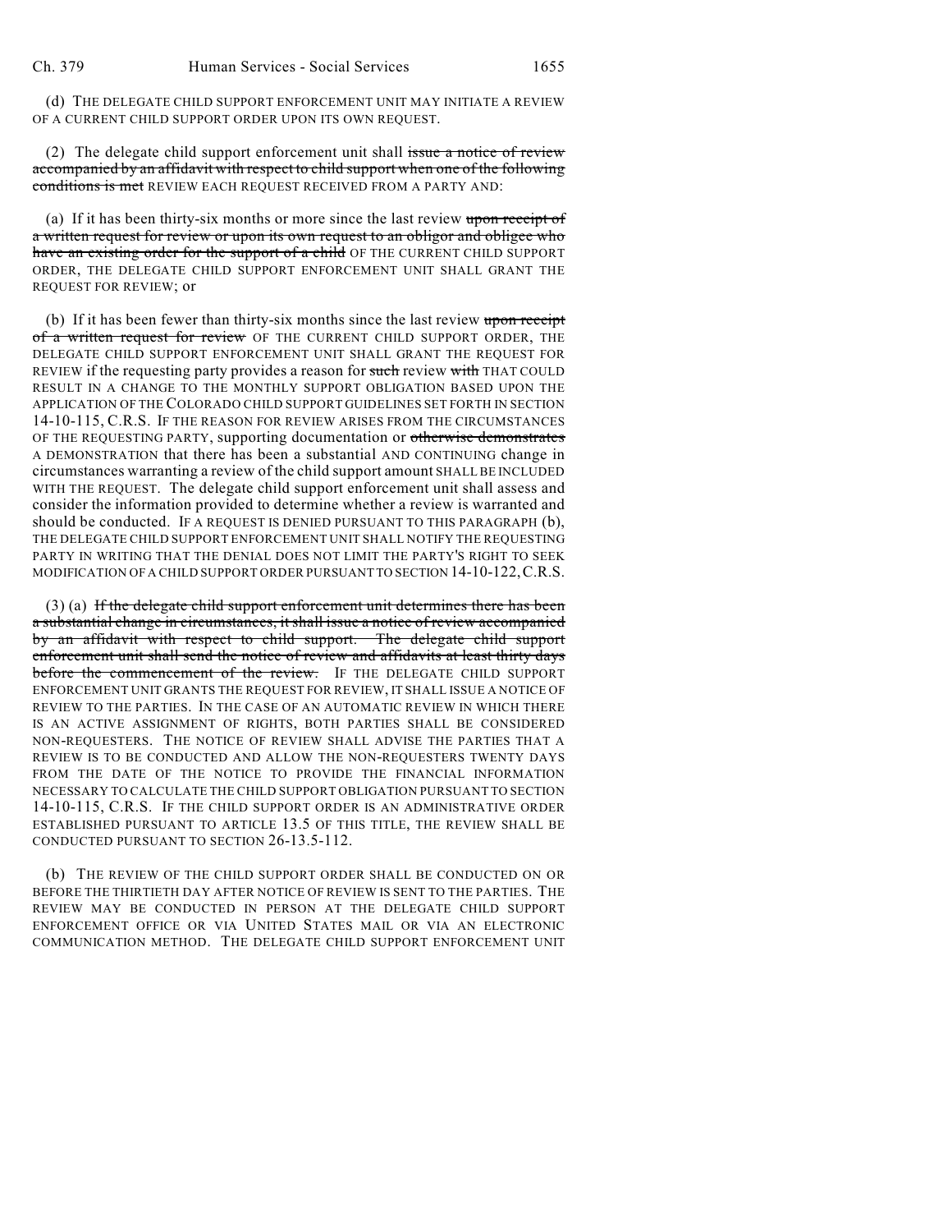(d) THE DELEGATE CHILD SUPPORT ENFORCEMENT UNIT MAY INITIATE A REVIEW OF A CURRENT CHILD SUPPORT ORDER UPON ITS OWN REQUEST.

(2) The delegate child support enforcement unit shall ~~issue a notice of review accompanied by an affidavit with respect to child support when one of the following conditions is met~~ REVIEW EACH REQUEST RECEIVED FROM A PARTY AND:

(a) If it has been thirty-six months or more since the last review ~~upon receipt of a written request for review or upon its own request to an obligor and obligee who have an existing order for the support of a child~~ OF THE CURRENT CHILD SUPPORT ORDER, THE DELEGATE CHILD SUPPORT ENFORCEMENT UNIT SHALL GRANT THE REQUEST FOR REVIEW; or

(b) If it has been fewer than thirty-six months since the last review ~~upon receipt of a written request for review~~ OF THE CURRENT CHILD SUPPORT ORDER, THE DELEGATE CHILD SUPPORT ENFORCEMENT UNIT SHALL GRANT THE REQUEST FOR REVIEW if the requesting party provides a reason for ~~such~~ review ~~with~~ THAT COULD RESULT IN A CHANGE TO THE MONTHLY SUPPORT OBLIGATION BASED UPON THE APPLICATION OF THE COLORADO CHILD SUPPORT GUIDELINES SET FORTH IN SECTION 14-10-115, C.R.S. IF THE REASON FOR REVIEW ARISES FROM THE CIRCUMSTANCES OF THE REQUESTING PARTY, supporting documentation or ~~otherwise demonstrates~~ A DEMONSTRATION that there has been a substantial AND CONTINUING change in circumstances warranting a review of the child support amount SHALL BE INCLUDED WITH THE REQUEST. The delegate child support enforcement unit shall assess and consider the information provided to determine whether a review is warranted and should be conducted. IF A REQUEST IS DENIED PURSUANT TO THIS PARAGRAPH (b), THE DELEGATE CHILD SUPPORT ENFORCEMENT UNIT SHALL NOTIFY THE REQUESTING PARTY IN WRITING THAT THE DENIAL DOES NOT LIMIT THE PARTY'S RIGHT TO SEEK MODIFICATION OF A CHILD SUPPORT ORDER PURSUANT TO SECTION 14-10-122, C.R.S.

(3) (a) ~~If the delegate child support enforcement unit determines there has been a substantial change in circumstances, it shall issue a notice of review accompanied by an affidavit with respect to child support. The delegate child support enforcement unit shall send the notice of review and affidavits at least thirty days before the commencement of the review.~~ IF THE DELEGATE CHILD SUPPORT ENFORCEMENT UNIT GRANTS THE REQUEST FOR REVIEW, IT SHALL ISSUE A NOTICE OF REVIEW TO THE PARTIES. IN THE CASE OF AN AUTOMATIC REVIEW IN WHICH THERE IS AN ACTIVE ASSIGNMENT OF RIGHTS, BOTH PARTIES SHALL BE CONSIDERED NON-REQUESTERS. THE NOTICE OF REVIEW SHALL ADVISE THE PARTIES THAT A REVIEW IS TO BE CONDUCTED AND ALLOW THE NON-REQUESTERS TWENTY DAYS FROM THE DATE OF THE NOTICE TO PROVIDE THE FINANCIAL INFORMATION NECESSARY TO CALCULATE THE CHILD SUPPORT OBLIGATION PURSUANT TO SECTION 14-10-115, C.R.S. IF THE CHILD SUPPORT ORDER IS AN ADMINISTRATIVE ORDER ESTABLISHED PURSUANT TO ARTICLE 13.5 OF THIS TITLE, THE REVIEW SHALL BE CONDUCTED PURSUANT TO SECTION 26-13.5-112.

(b) THE REVIEW OF THE CHILD SUPPORT ORDER SHALL BE CONDUCTED ON OR BEFORE THE THIRTIETH DAY AFTER NOTICE OF REVIEW IS SENT TO THE PARTIES. THE REVIEW MAY BE CONDUCTED IN PERSON AT THE DELEGATE CHILD SUPPORT ENFORCEMENT OFFICE OR VIA UNITED STATES MAIL OR VIA AN ELECTRONIC COMMUNICATION METHOD. THE DELEGATE CHILD SUPPORT ENFORCEMENT UNIT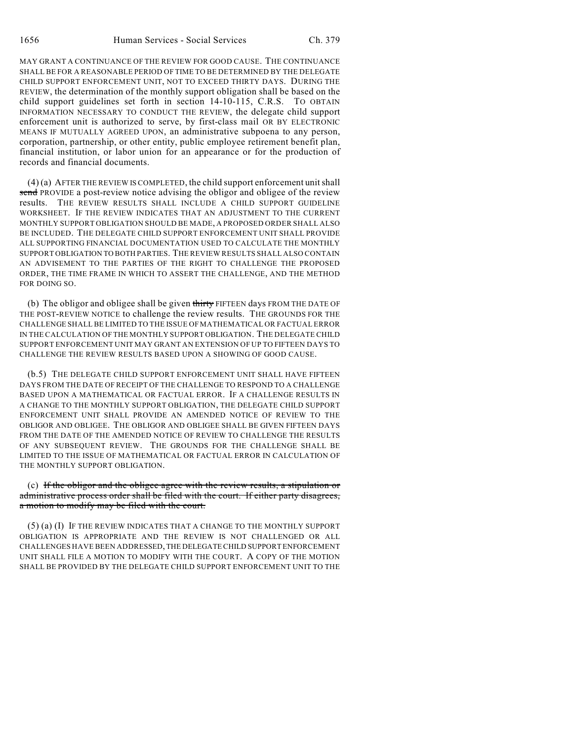MAY GRANT A CONTINUANCE OF THE REVIEW FOR GOOD CAUSE. THE CONTINUANCE SHALL BE FOR A REASONABLE PERIOD OF TIME TO BE DETERMINED BY THE DELEGATE CHILD SUPPORT ENFORCEMENT UNIT, NOT TO EXCEED THIRTY DAYS. DURING THE REVIEW, the determination of the monthly support obligation shall be based on the child support guidelines set forth in section 14-10-115, C.R.S. TO OBTAIN INFORMATION NECESSARY TO CONDUCT THE REVIEW, the delegate child support enforcement unit is authorized to serve, by first-class mail OR BY ELECTRONIC MEANS IF MUTUALLY AGREED UPON, an administrative subpoena to any person, corporation, partnership, or other entity, public employee retirement benefit plan, financial institution, or labor union for an appearance or for the production of records and financial documents.

(4) (a) AFTER THE REVIEW IS COMPLETED, the child support enforcement unit shall ~~send~~ PROVIDE a post-review notice advising the obligor and obligee of the review results. THE REVIEW RESULTS SHALL INCLUDE A CHILD SUPPORT GUIDELINE WORKSHEET. IF THE REVIEW INDICATES THAT AN ADJUSTMENT TO THE CURRENT MONTHLY SUPPORT OBLIGATION SHOULD BE MADE, A PROPOSED ORDER SHALL ALSO BE INCLUDED. THE DELEGATE CHILD SUPPORT ENFORCEMENT UNIT SHALL PROVIDE ALL SUPPORTING FINANCIAL DOCUMENTATION USED TO CALCULATE THE MONTHLY SUPPORT OBLIGATION TO BOTH PARTIES. THE REVIEW RESULTS SHALL ALSO CONTAIN AN ADVISEMENT TO THE PARTIES OF THE RIGHT TO CHALLENGE THE PROPOSED ORDER, THE TIME FRAME IN WHICH TO ASSERT THE CHALLENGE, AND THE METHOD FOR DOING SO.

(b) The obligor and obligee shall be given ~~thirty~~ FIFTEEN days FROM THE DATE OF THE POST-REVIEW NOTICE to challenge the review results. THE GROUNDS FOR THE CHALLENGE SHALL BE LIMITED TO THE ISSUE OF MATHEMATICAL OR FACTUAL ERROR IN THE CALCULATION OF THE MONTHLY SUPPORT OBLIGATION. THE DELEGATE CHILD SUPPORT ENFORCEMENT UNIT MAY GRANT AN EXTENSION OF UP TO FIFTEEN DAYS TO CHALLENGE THE REVIEW RESULTS BASED UPON A SHOWING OF GOOD CAUSE.

(b.5) THE DELEGATE CHILD SUPPORT ENFORCEMENT UNIT SHALL HAVE FIFTEEN DAYS FROM THE DATE OF RECEIPT OF THE CHALLENGE TO RESPOND TO A CHALLENGE BASED UPON A MATHEMATICAL OR FACTUAL ERROR. IF A CHALLENGE RESULTS IN A CHANGE TO THE MONTHLY SUPPORT OBLIGATION, THE DELEGATE CHILD SUPPORT ENFORCEMENT UNIT SHALL PROVIDE AN AMENDED NOTICE OF REVIEW TO THE OBLIGOR AND OBLIGEE. THE OBLIGOR AND OBLIGEE SHALL BE GIVEN FIFTEEN DAYS FROM THE DATE OF THE AMENDED NOTICE OF REVIEW TO CHALLENGE THE RESULTS OF ANY SUBSEQUENT REVIEW. THE GROUNDS FOR THE CHALLENGE SHALL BE LIMITED TO THE ISSUE OF MATHEMATICAL OR FACTUAL ERROR IN CALCULATION OF THE MONTHLY SUPPORT OBLIGATION.

(c) ~~If the obligor and the obligee agree with the review results, a stipulation or administrative process order shall be filed with the court. If either party disagrees, a motion to modify may be filed with the court.~~

(5) (a) (I) IF THE REVIEW INDICATES THAT A CHANGE TO THE MONTHLY SUPPORT OBLIGATION IS APPROPRIATE AND THE REVIEW IS NOT CHALLENGED OR ALL CHALLENGES HAVE BEEN ADDRESSED, THE DELEGATE CHILD SUPPORT ENFORCEMENT UNIT SHALL FILE A MOTION TO MODIFY WITH THE COURT. A COPY OF THE MOTION SHALL BE PROVIDED BY THE DELEGATE CHILD SUPPORT ENFORCEMENT UNIT TO THE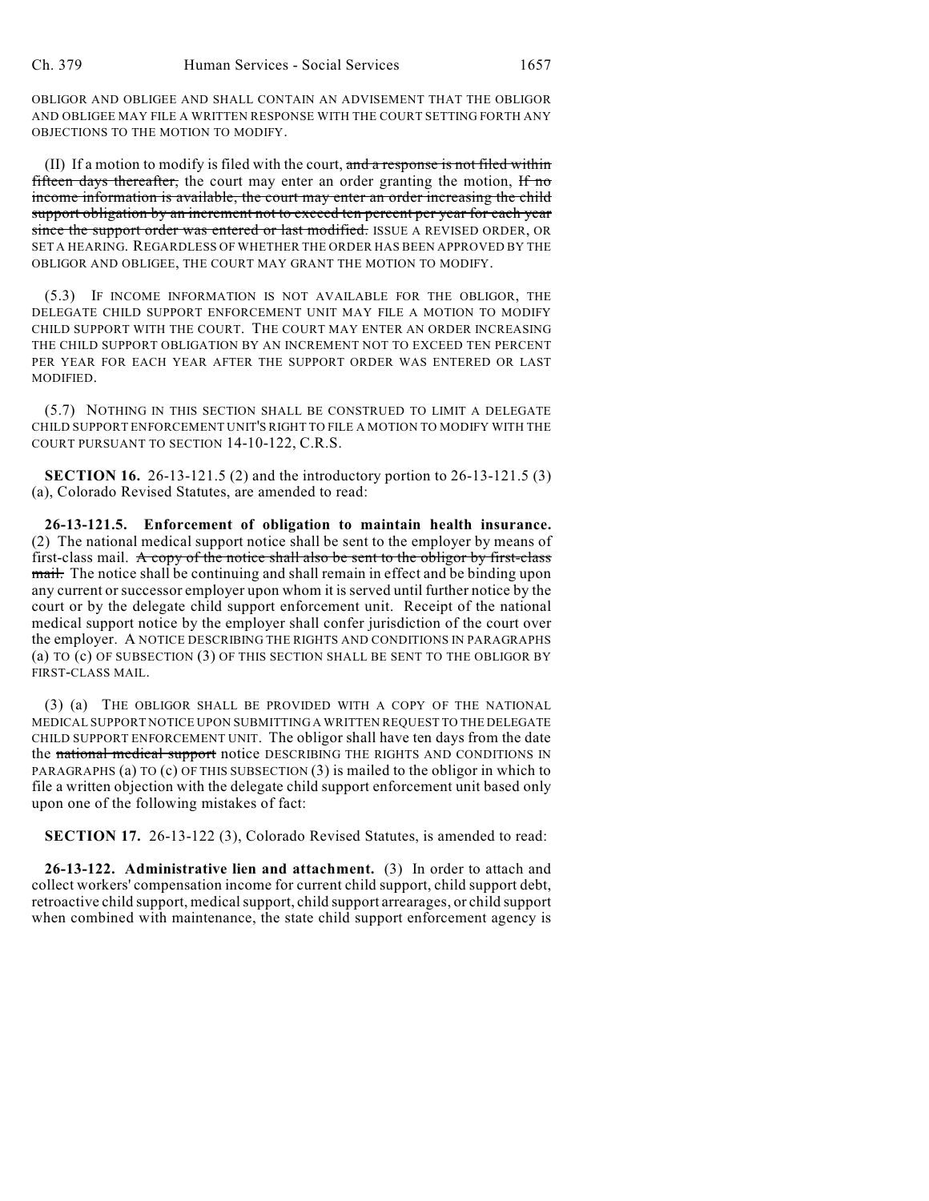OBLIGOR AND OBLIGEE AND SHALL CONTAIN AN ADVISEMENT THAT THE OBLIGOR AND OBLIGEE MAY FILE A WRITTEN RESPONSE WITH THE COURT SETTING FORTH ANY OBJECTIONS TO THE MOTION TO MODIFY.

(II) If a motion to modify is filed with the court, ~~and a response is not filed within fifteen days thereafter,~~ the court may enter an order granting the motion, ~~If no income information is available, the court may enter an order increasing the child support obligation by an increment not to exceed ten percent per year for each year since the support order was entered or last modified.~~ ISSUE A REVISED ORDER, OR SET A HEARING. REGARDLESS OF WHETHER THE ORDER HAS BEEN APPROVED BY THE OBLIGOR AND OBLIGEE, THE COURT MAY GRANT THE MOTION TO MODIFY.

(5.3) IF INCOME INFORMATION IS NOT AVAILABLE FOR THE OBLIGOR, THE DELEGATE CHILD SUPPORT ENFORCEMENT UNIT MAY FILE A MOTION TO MODIFY CHILD SUPPORT WITH THE COURT. THE COURT MAY ENTER AN ORDER INCREASING THE CHILD SUPPORT OBLIGATION BY AN INCREMENT NOT TO EXCEED TEN PERCENT PER YEAR FOR EACH YEAR AFTER THE SUPPORT ORDER WAS ENTERED OR LAST MODIFIED.

(5.7) NOTHING IN THIS SECTION SHALL BE CONSTRUED TO LIMIT A DELEGATE CHILD SUPPORT ENFORCEMENT UNIT'S RIGHT TO FILE A MOTION TO MODIFY WITH THE COURT PURSUANT TO SECTION 14-10-122, C.R.S.

**SECTION 16.** 26-13-121.5 (2) and the introductory portion to 26-13-121.5 (3) (a), Colorado Revised Statutes, are amended to read:

**26-13-121.5. Enforcement of obligation to maintain health insurance.** (2) The national medical support notice shall be sent to the employer by means of first-class mail. ~~A copy of the notice shall also be sent to the obligor by first-class mail.~~ The notice shall be continuing and shall remain in effect and be binding upon any current or successor employer upon whom it is served until further notice by the court or by the delegate child support enforcement unit. Receipt of the national medical support notice by the employer shall confer jurisdiction of the court over the employer. A NOTICE DESCRIBING THE RIGHTS AND CONDITIONS IN PARAGRAPHS (a) TO (c) OF SUBSECTION (3) OF THIS SECTION SHALL BE SENT TO THE OBLIGOR BY FIRST-CLASS MAIL.

(3) (a) THE OBLIGOR SHALL BE PROVIDED WITH A COPY OF THE NATIONAL MEDICAL SUPPORT NOTICE UPON SUBMITTING A WRITTEN REQUEST TO THE DELEGATE CHILD SUPPORT ENFORCEMENT UNIT. The obligor shall have ten days from the date the ~~national medical support~~ notice DESCRIBING THE RIGHTS AND CONDITIONS IN PARAGRAPHS (a) TO (c) OF THIS SUBSECTION (3) is mailed to the obligor in which to file a written objection with the delegate child support enforcement unit based only upon one of the following mistakes of fact:

**SECTION 17.** 26-13-122 (3), Colorado Revised Statutes, is amended to read:

**26-13-122. Administrative lien and attachment.** (3) In order to attach and collect workers' compensation income for current child support, child support debt, retroactive child support, medical support, child support arrearages, or child support when combined with maintenance, the state child support enforcement agency is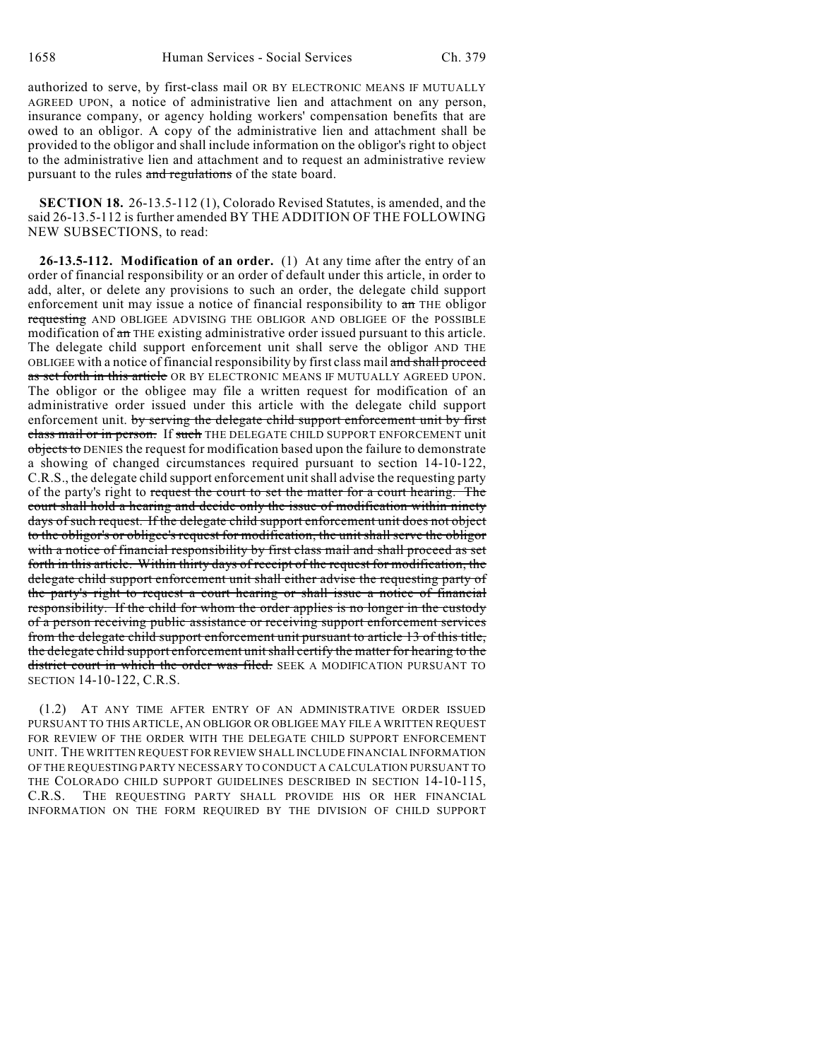authorized to serve, by first-class mail OR BY ELECTRONIC MEANS IF MUTUALLY AGREED UPON, a notice of administrative lien and attachment on any person, insurance company, or agency holding workers' compensation benefits that are owed to an obligor. A copy of the administrative lien and attachment shall be provided to the obligor and shall include information on the obligor's right to object to the administrative lien and attachment and to request an administrative review pursuant to the rules ~~and regulations~~ of the state board.

**SECTION 18.** 26-13.5-112 (1), Colorado Revised Statutes, is amended, and the said 26-13.5-112 is further amended BY THE ADDITION OF THE FOLLOWING NEW SUBSECTIONS, to read:

**26-13.5-112. Modification of an order.** (1) At any time after the entry of an order of financial responsibility or an order of default under this article, in order to add, alter, or delete any provisions to such an order, the delegate child support enforcement unit may issue a notice of financial responsibility to ~~an~~ THE obligor ~~requesting~~ AND OBLIGEE ADVISING THE OBLIGOR AND OBLIGEE OF the POSSIBLE modification of ~~an~~ THE existing administrative order issued pursuant to this article. The delegate child support enforcement unit shall serve the obligor AND THE OBLIGEE with a notice of financial responsibility by first class mail ~~and shall proceed as set forth in this article~~ OR BY ELECTRONIC MEANS IF MUTUALLY AGREED UPON. The obligor or the obligee may file a written request for modification of an administrative order issued under this article with the delegate child support enforcement unit. ~~by serving the delegate child support enforcement unit by first class mail or in person.~~ If ~~such~~ THE DELEGATE CHILD SUPPORT ENFORCEMENT unit ~~objects to~~ DENIES the request for modification based upon the failure to demonstrate a showing of changed circumstances required pursuant to section 14-10-122, C.R.S., the delegate child support enforcement unit shall advise the requesting party of the party's right to ~~request the court to set the matter for a court hearing. The court shall hold a hearing and decide only the issue of modification within ninety days of such request. If the delegate child support enforcement unit does not object to the obligor's or obligee's request for modification, the unit shall serve the obligor with a notice of financial responsibility by first class mail and shall proceed as set forth in this article. Within thirty days of receipt of the request for modification, the delegate child support enforcement unit shall either advise the requesting party of the party's right to request a court hearing or shall issue a notice of financial responsibility. If the child for whom the order applies is no longer in the custody of a person receiving public assistance or receiving support enforcement services from the delegate child support enforcement unit pursuant to article 13 of this title, the delegate child support enforcement unit shall certify the matter for hearing to the district court in which the order was filed.~~ SEEK A MODIFICATION PURSUANT TO SECTION 14-10-122, C.R.S.

(1.2) AT ANY TIME AFTER ENTRY OF AN ADMINISTRATIVE ORDER ISSUED PURSUANT TO THIS ARTICLE, AN OBLIGOR OR OBLIGEE MAY FILE A WRITTEN REQUEST FOR REVIEW OF THE ORDER WITH THE DELEGATE CHILD SUPPORT ENFORCEMENT UNIT. THE WRITTEN REQUEST FOR REVIEW SHALL INCLUDE FINANCIAL INFORMATION OF THE REQUESTING PARTY NECESSARY TO CONDUCT A CALCULATION PURSUANT TO THE COLORADO CHILD SUPPORT GUIDELINES DESCRIBED IN SECTION 14-10-115, C.R.S. THE REQUESTING PARTY SHALL PROVIDE HIS OR HER FINANCIAL INFORMATION ON THE FORM REQUIRED BY THE DIVISION OF CHILD SUPPORT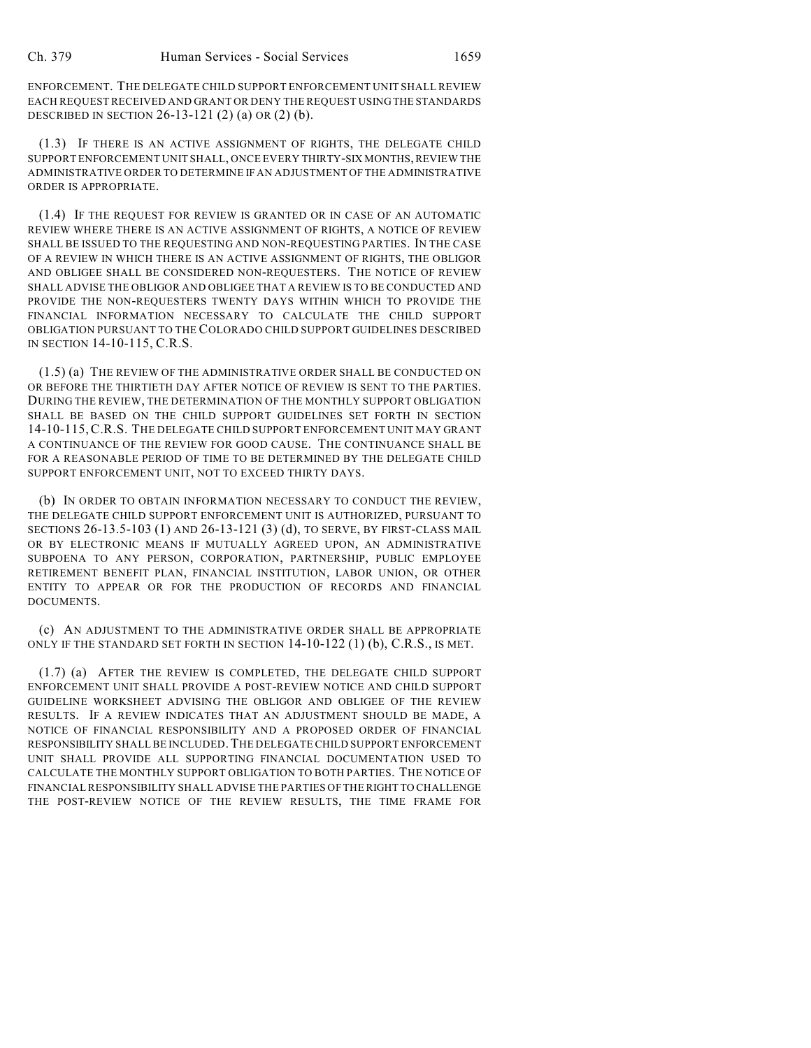ENFORCEMENT. THE DELEGATE CHILD SUPPORT ENFORCEMENT UNIT SHALL REVIEW EACH REQUEST RECEIVED AND GRANT OR DENY THE REQUEST USING THE STANDARDS DESCRIBED IN SECTION 26-13-121 (2) (a) OR (2) (b).

(1.3) IF THERE IS AN ACTIVE ASSIGNMENT OF RIGHTS, THE DELEGATE CHILD SUPPORT ENFORCEMENT UNIT SHALL, ONCE EVERY THIRTY-SIX MONTHS, REVIEW THE ADMINISTRATIVE ORDER TO DETERMINE IF AN ADJUSTMENT OF THE ADMINISTRATIVE ORDER IS APPROPRIATE.

(1.4) IF THE REQUEST FOR REVIEW IS GRANTED OR IN CASE OF AN AUTOMATIC REVIEW WHERE THERE IS AN ACTIVE ASSIGNMENT OF RIGHTS, A NOTICE OF REVIEW SHALL BE ISSUED TO THE REQUESTING AND NON-REQUESTING PARTIES. IN THE CASE OF A REVIEW IN WHICH THERE IS AN ACTIVE ASSIGNMENT OF RIGHTS, THE OBLIGOR AND OBLIGEE SHALL BE CONSIDERED NON-REQUESTERS. THE NOTICE OF REVIEW SHALL ADVISE THE OBLIGOR AND OBLIGEE THAT A REVIEW IS TO BE CONDUCTED AND PROVIDE THE NON-REQUESTERS TWENTY DAYS WITHIN WHICH TO PROVIDE THE FINANCIAL INFORMATION NECESSARY TO CALCULATE THE CHILD SUPPORT OBLIGATION PURSUANT TO THE COLORADO CHILD SUPPORT GUIDELINES DESCRIBED IN SECTION 14-10-115, C.R.S.

(1.5) (a) THE REVIEW OF THE ADMINISTRATIVE ORDER SHALL BE CONDUCTED ON OR BEFORE THE THIRTIETH DAY AFTER NOTICE OF REVIEW IS SENT TO THE PARTIES. DURING THE REVIEW, THE DETERMINATION OF THE MONTHLY SUPPORT OBLIGATION SHALL BE BASED ON THE CHILD SUPPORT GUIDELINES SET FORTH IN SECTION 14-10-115, C.R.S. THE DELEGATE CHILD SUPPORT ENFORCEMENT UNIT MAY GRANT A CONTINUANCE OF THE REVIEW FOR GOOD CAUSE. THE CONTINUANCE SHALL BE FOR A REASONABLE PERIOD OF TIME TO BE DETERMINED BY THE DELEGATE CHILD SUPPORT ENFORCEMENT UNIT, NOT TO EXCEED THIRTY DAYS.

(b) IN ORDER TO OBTAIN INFORMATION NECESSARY TO CONDUCT THE REVIEW, THE DELEGATE CHILD SUPPORT ENFORCEMENT UNIT IS AUTHORIZED, PURSUANT TO SECTIONS 26-13.5-103 (1) AND 26-13-121 (3) (d), TO SERVE, BY FIRST-CLASS MAIL OR BY ELECTRONIC MEANS IF MUTUALLY AGREED UPON, AN ADMINISTRATIVE SUBPOENA TO ANY PERSON, CORPORATION, PARTNERSHIP, PUBLIC EMPLOYEE RETIREMENT BENEFIT PLAN, FINANCIAL INSTITUTION, LABOR UNION, OR OTHER ENTITY TO APPEAR OR FOR THE PRODUCTION OF RECORDS AND FINANCIAL DOCUMENTS.

(c) AN ADJUSTMENT TO THE ADMINISTRATIVE ORDER SHALL BE APPROPRIATE ONLY IF THE STANDARD SET FORTH IN SECTION 14-10-122 (1) (b), C.R.S., IS MET.

(1.7) (a) AFTER THE REVIEW IS COMPLETED, THE DELEGATE CHILD SUPPORT ENFORCEMENT UNIT SHALL PROVIDE A POST-REVIEW NOTICE AND CHILD SUPPORT GUIDELINE WORKSHEET ADVISING THE OBLIGOR AND OBLIGEE OF THE REVIEW RESULTS. IF A REVIEW INDICATES THAT AN ADJUSTMENT SHOULD BE MADE, A NOTICE OF FINANCIAL RESPONSIBILITY AND A PROPOSED ORDER OF FINANCIAL RESPONSIBILITY SHALL BE INCLUDED. THE DELEGATE CHILD SUPPORT ENFORCEMENT UNIT SHALL PROVIDE ALL SUPPORTING FINANCIAL DOCUMENTATION USED TO CALCULATE THE MONTHLY SUPPORT OBLIGATION TO BOTH PARTIES. THE NOTICE OF FINANCIAL RESPONSIBILITY SHALL ADVISE THE PARTIES OF THE RIGHT TO CHALLENGE THE POST-REVIEW NOTICE OF THE REVIEW RESULTS, THE TIME FRAME FOR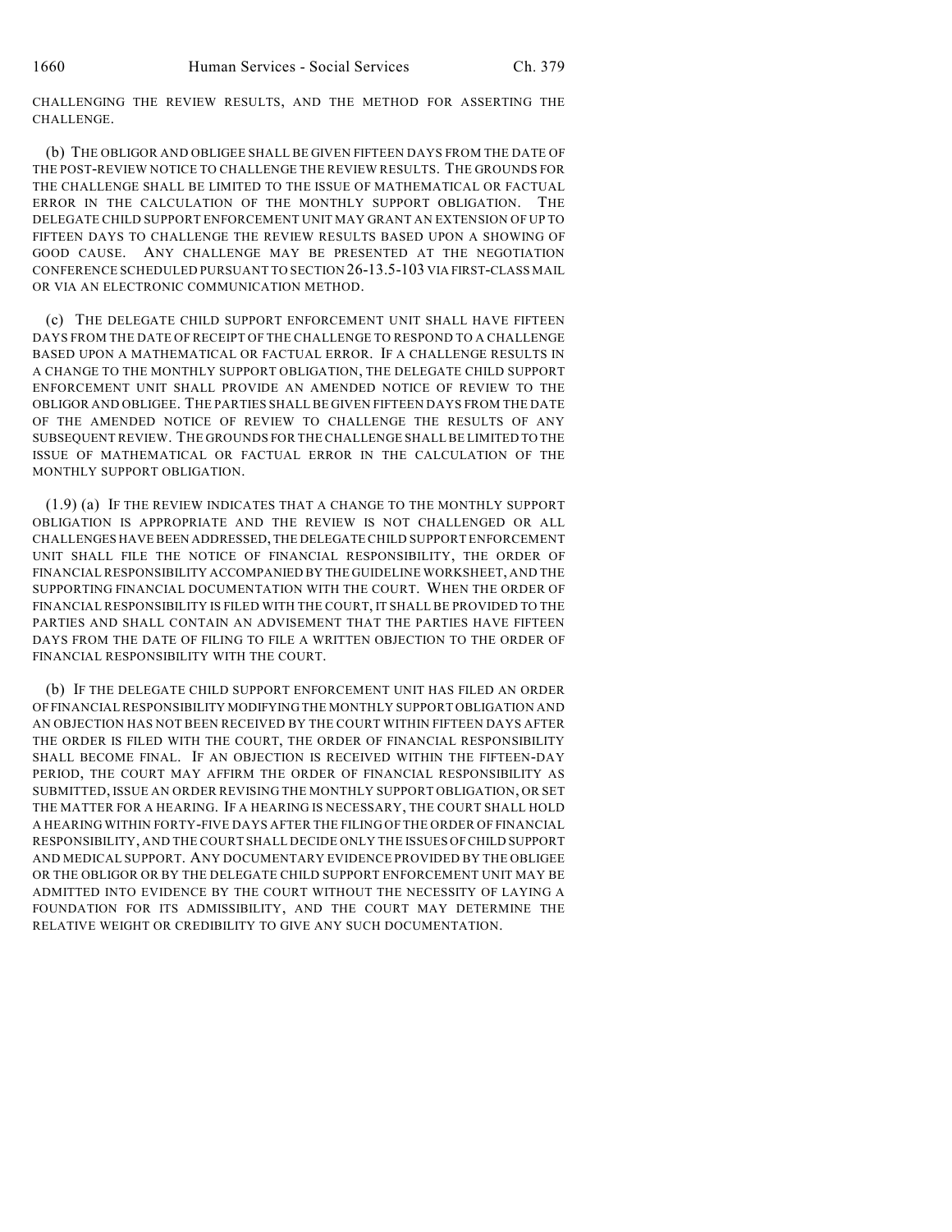CHALLENGING THE REVIEW RESULTS, AND THE METHOD FOR ASSERTING THE CHALLENGE.

(b) THE OBLIGOR AND OBLIGEE SHALL BE GIVEN FIFTEEN DAYS FROM THE DATE OF THE POST-REVIEW NOTICE TO CHALLENGE THE REVIEW RESULTS. THE GROUNDS FOR THE CHALLENGE SHALL BE LIMITED TO THE ISSUE OF MATHEMATICAL OR FACTUAL ERROR IN THE CALCULATION OF THE MONTHLY SUPPORT OBLIGATION. THE DELEGATE CHILD SUPPORT ENFORCEMENT UNIT MAY GRANT AN EXTENSION OF UP TO FIFTEEN DAYS TO CHALLENGE THE REVIEW RESULTS BASED UPON A SHOWING OF GOOD CAUSE. ANY CHALLENGE MAY BE PRESENTED AT THE NEGOTIATION CONFERENCE SCHEDULED PURSUANT TO SECTION 26-13.5-103 VIA FIRST-CLASS MAIL OR VIA AN ELECTRONIC COMMUNICATION METHOD.

(c) THE DELEGATE CHILD SUPPORT ENFORCEMENT UNIT SHALL HAVE FIFTEEN DAYS FROM THE DATE OF RECEIPT OF THE CHALLENGE TO RESPOND TO A CHALLENGE BASED UPON A MATHEMATICAL OR FACTUAL ERROR. IF A CHALLENGE RESULTS IN A CHANGE TO THE MONTHLY SUPPORT OBLIGATION, THE DELEGATE CHILD SUPPORT ENFORCEMENT UNIT SHALL PROVIDE AN AMENDED NOTICE OF REVIEW TO THE OBLIGOR AND OBLIGEE. THE PARTIES SHALL BE GIVEN FIFTEEN DAYS FROM THE DATE OF THE AMENDED NOTICE OF REVIEW TO CHALLENGE THE RESULTS OF ANY SUBSEQUENT REVIEW. THE GROUNDS FOR THE CHALLENGE SHALL BE LIMITED TO THE ISSUE OF MATHEMATICAL OR FACTUAL ERROR IN THE CALCULATION OF THE MONTHLY SUPPORT OBLIGATION.

(1.9) (a) IF THE REVIEW INDICATES THAT A CHANGE TO THE MONTHLY SUPPORT OBLIGATION IS APPROPRIATE AND THE REVIEW IS NOT CHALLENGED OR ALL CHALLENGES HAVE BEEN ADDRESSED, THE DELEGATE CHILD SUPPORT ENFORCEMENT UNIT SHALL FILE THE NOTICE OF FINANCIAL RESPONSIBILITY, THE ORDER OF FINANCIAL RESPONSIBILITY ACCOMPANIED BY THE GUIDELINE WORKSHEET, AND THE SUPPORTING FINANCIAL DOCUMENTATION WITH THE COURT. WHEN THE ORDER OF FINANCIAL RESPONSIBILITY IS FILED WITH THE COURT, IT SHALL BE PROVIDED TO THE PARTIES AND SHALL CONTAIN AN ADVISEMENT THAT THE PARTIES HAVE FIFTEEN DAYS FROM THE DATE OF FILING TO FILE A WRITTEN OBJECTION TO THE ORDER OF FINANCIAL RESPONSIBILITY WITH THE COURT.

(b) IF THE DELEGATE CHILD SUPPORT ENFORCEMENT UNIT HAS FILED AN ORDER OF FINANCIAL RESPONSIBILITY MODIFYING THE MONTHLY SUPPORT OBLIGATION AND AN OBJECTION HAS NOT BEEN RECEIVED BY THE COURT WITHIN FIFTEEN DAYS AFTER THE ORDER IS FILED WITH THE COURT, THE ORDER OF FINANCIAL RESPONSIBILITY SHALL BECOME FINAL. IF AN OBJECTION IS RECEIVED WITHIN THE FIFTEEN-DAY PERIOD, THE COURT MAY AFFIRM THE ORDER OF FINANCIAL RESPONSIBILITY AS SUBMITTED, ISSUE AN ORDER REVISING THE MONTHLY SUPPORT OBLIGATION, OR SET THE MATTER FOR A HEARING. IF A HEARING IS NECESSARY, THE COURT SHALL HOLD A HEARING WITHIN FORTY-FIVE DAYS AFTER THE FILING OF THE ORDER OF FINANCIAL RESPONSIBILITY, AND THE COURT SHALL DECIDE ONLY THE ISSUES OF CHILD SUPPORT AND MEDICAL SUPPORT. ANY DOCUMENTARY EVIDENCE PROVIDED BY THE OBLIGEE OR THE OBLIGOR OR BY THE DELEGATE CHILD SUPPORT ENFORCEMENT UNIT MAY BE ADMITTED INTO EVIDENCE BY THE COURT WITHOUT THE NECESSITY OF LAYING A FOUNDATION FOR ITS ADMISSIBILITY, AND THE COURT MAY DETERMINE THE RELATIVE WEIGHT OR CREDIBILITY TO GIVE ANY SUCH DOCUMENTATION.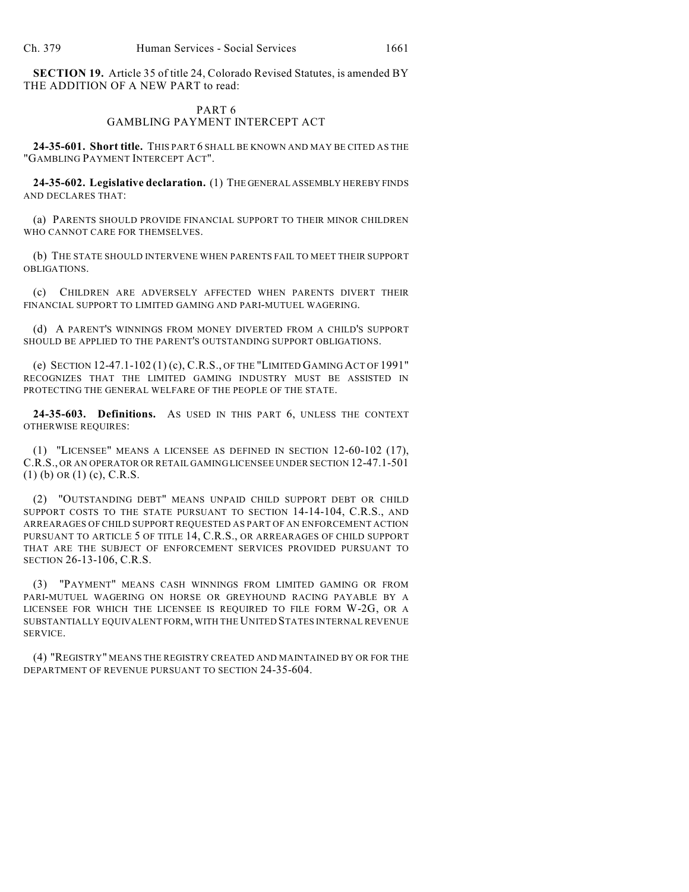**SECTION 19.** Article 35 of title 24, Colorado Revised Statutes, is amended BY THE ADDITION OF A NEW PART to read:

PART 6
GAMBLING PAYMENT INTERCEPT ACT

**24-35-601. Short title.** THIS PART 6 SHALL BE KNOWN AND MAY BE CITED AS THE "GAMBLING PAYMENT INTERCEPT ACT".

**24-35-602. Legislative declaration.** (1) THE GENERAL ASSEMBLY HEREBY FINDS AND DECLARES THAT:

(a) PARENTS SHOULD PROVIDE FINANCIAL SUPPORT TO THEIR MINOR CHILDREN WHO CANNOT CARE FOR THEMSELVES.

(b) THE STATE SHOULD INTERVENE WHEN PARENTS FAIL TO MEET THEIR SUPPORT OBLIGATIONS.

(c) CHILDREN ARE ADVERSELY AFFECTED WHEN PARENTS DIVERT THEIR FINANCIAL SUPPORT TO LIMITED GAMING AND PARI-MUTUEL WAGERING.

(d) A PARENT'S WINNINGS FROM MONEY DIVERTED FROM A CHILD'S SUPPORT SHOULD BE APPLIED TO THE PARENT'S OUTSTANDING SUPPORT OBLIGATIONS.

(e) SECTION 12-47.1-102 (1) (c), C.R.S., OF THE "LIMITED GAMING ACT OF 1991" RECOGNIZES THAT THE LIMITED GAMING INDUSTRY MUST BE ASSISTED IN PROTECTING THE GENERAL WELFARE OF THE PEOPLE OF THE STATE.

**24-35-603. Definitions.** AS USED IN THIS PART 6, UNLESS THE CONTEXT OTHERWISE REQUIRES:

(1) "LICENSEE" MEANS A LICENSEE AS DEFINED IN SECTION 12-60-102 (17), C.R.S., OR AN OPERATOR OR RETAIL GAMING LICENSEE UNDER SECTION 12-47.1-501 (1) (b) OR (1) (c), C.R.S.

(2) "OUTSTANDING DEBT" MEANS UNPAID CHILD SUPPORT DEBT OR CHILD SUPPORT COSTS TO THE STATE PURSUANT TO SECTION 14-14-104, C.R.S., AND ARREARAGES OF CHILD SUPPORT REQUESTED AS PART OF AN ENFORCEMENT ACTION PURSUANT TO ARTICLE 5 OF TITLE 14, C.R.S., OR ARREARAGES OF CHILD SUPPORT THAT ARE THE SUBJECT OF ENFORCEMENT SERVICES PROVIDED PURSUANT TO SECTION 26-13-106, C.R.S.

(3) "PAYMENT" MEANS CASH WINNINGS FROM LIMITED GAMING OR FROM PARI-MUTUEL WAGERING ON HORSE OR GREYHOUND RACING PAYABLE BY A LICENSEE FOR WHICH THE LICENSEE IS REQUIRED TO FILE FORM W-2G, OR A SUBSTANTIALLY EQUIVALENT FORM, WITH THE UNITED STATES INTERNAL REVENUE SERVICE.

(4) "REGISTRY" MEANS THE REGISTRY CREATED AND MAINTAINED BY OR FOR THE DEPARTMENT OF REVENUE PURSUANT TO SECTION 24-35-604.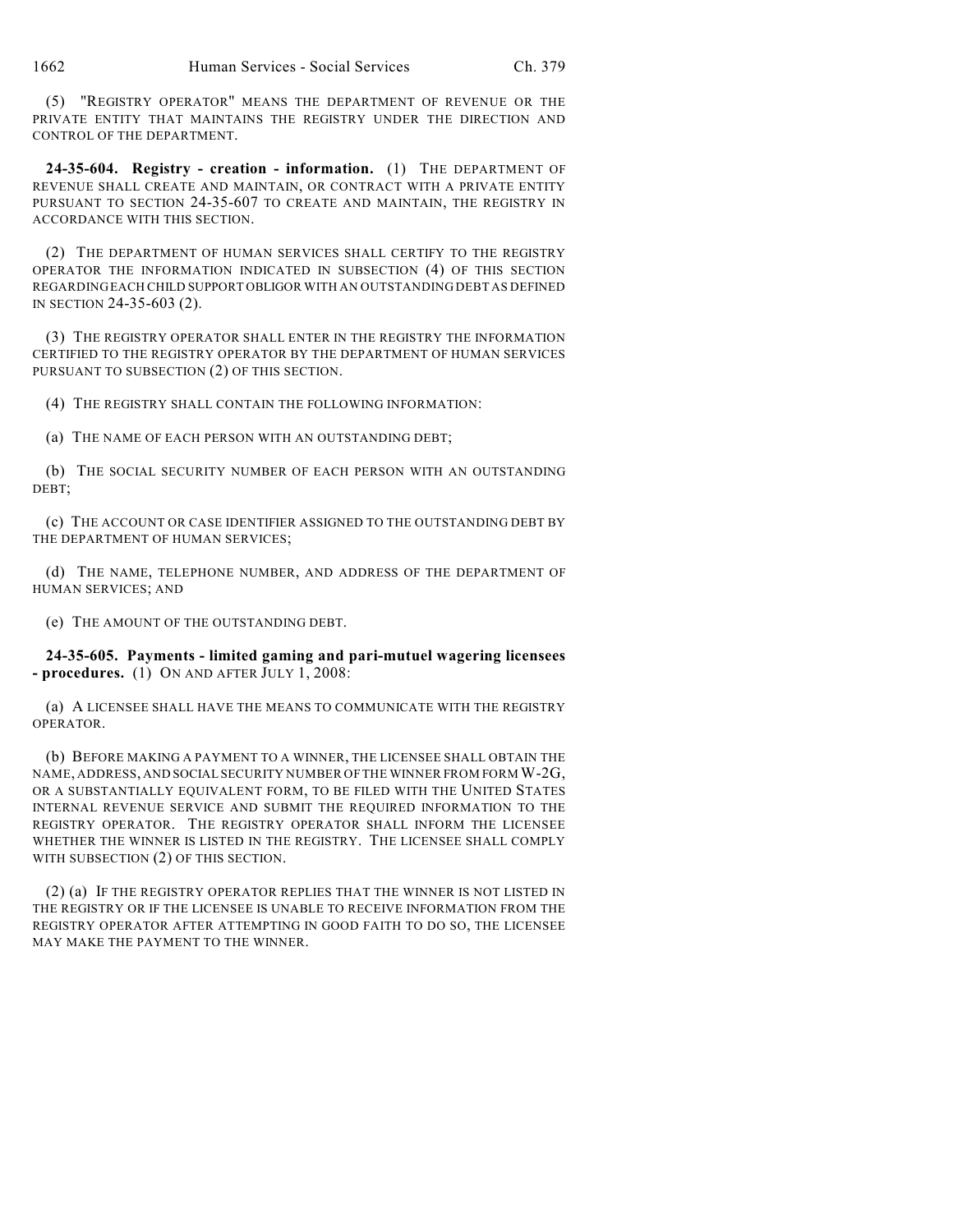(5) "REGISTRY OPERATOR" MEANS THE DEPARTMENT OF REVENUE OR THE PRIVATE ENTITY THAT MAINTAINS THE REGISTRY UNDER THE DIRECTION AND CONTROL OF THE DEPARTMENT.

**24-35-604. Registry - creation - information.** (1) THE DEPARTMENT OF REVENUE SHALL CREATE AND MAINTAIN, OR CONTRACT WITH A PRIVATE ENTITY PURSUANT TO SECTION 24-35-607 TO CREATE AND MAINTAIN, THE REGISTRY IN ACCORDANCE WITH THIS SECTION.

(2) THE DEPARTMENT OF HUMAN SERVICES SHALL CERTIFY TO THE REGISTRY OPERATOR THE INFORMATION INDICATED IN SUBSECTION (4) OF THIS SECTION REGARDING EACH CHILD SUPPORT OBLIGOR WITH AN OUTSTANDING DEBT AS DEFINED IN SECTION 24-35-603 (2).

(3) THE REGISTRY OPERATOR SHALL ENTER IN THE REGISTRY THE INFORMATION CERTIFIED TO THE REGISTRY OPERATOR BY THE DEPARTMENT OF HUMAN SERVICES PURSUANT TO SUBSECTION (2) OF THIS SECTION.

(4) THE REGISTRY SHALL CONTAIN THE FOLLOWING INFORMATION:

(a) THE NAME OF EACH PERSON WITH AN OUTSTANDING DEBT;

(b) THE SOCIAL SECURITY NUMBER OF EACH PERSON WITH AN OUTSTANDING DEBT;

(c) THE ACCOUNT OR CASE IDENTIFIER ASSIGNED TO THE OUTSTANDING DEBT BY THE DEPARTMENT OF HUMAN SERVICES;

(d) THE NAME, TELEPHONE NUMBER, AND ADDRESS OF THE DEPARTMENT OF HUMAN SERVICES; AND

(e) THE AMOUNT OF THE OUTSTANDING DEBT.

**24-35-605. Payments - limited gaming and pari-mutuel wagering licensees - procedures.** (1) ON AND AFTER JULY 1, 2008:

(a) A LICENSEE SHALL HAVE THE MEANS TO COMMUNICATE WITH THE REGISTRY OPERATOR.

(b) BEFORE MAKING A PAYMENT TO A WINNER, THE LICENSEE SHALL OBTAIN THE NAME, ADDRESS, AND SOCIAL SECURITY NUMBER OF THE WINNER FROM FORM W-2G, OR A SUBSTANTIALLY EQUIVALENT FORM, TO BE FILED WITH THE UNITED STATES INTERNAL REVENUE SERVICE AND SUBMIT THE REQUIRED INFORMATION TO THE REGISTRY OPERATOR. THE REGISTRY OPERATOR SHALL INFORM THE LICENSEE WHETHER THE WINNER IS LISTED IN THE REGISTRY. THE LICENSEE SHALL COMPLY WITH SUBSECTION (2) OF THIS SECTION.

(2) (a) IF THE REGISTRY OPERATOR REPLIES THAT THE WINNER IS NOT LISTED IN THE REGISTRY OR IF THE LICENSEE IS UNABLE TO RECEIVE INFORMATION FROM THE REGISTRY OPERATOR AFTER ATTEMPTING IN GOOD FAITH TO DO SO, THE LICENSEE MAY MAKE THE PAYMENT TO THE WINNER.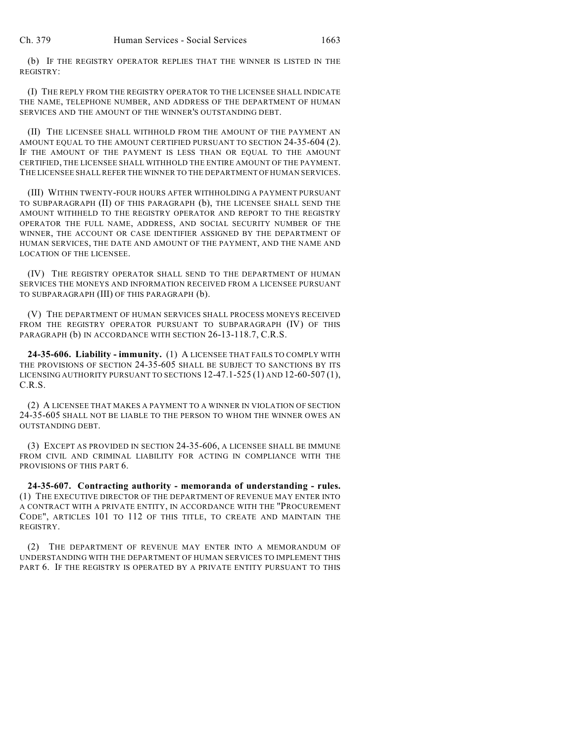(b) IF THE REGISTRY OPERATOR REPLIES THAT THE WINNER IS LISTED IN THE REGISTRY:

(I) THE REPLY FROM THE REGISTRY OPERATOR TO THE LICENSEE SHALL INDICATE THE NAME, TELEPHONE NUMBER, AND ADDRESS OF THE DEPARTMENT OF HUMAN SERVICES AND THE AMOUNT OF THE WINNER'S OUTSTANDING DEBT.

(II) THE LICENSEE SHALL WITHHOLD FROM THE AMOUNT OF THE PAYMENT AN AMOUNT EQUAL TO THE AMOUNT CERTIFIED PURSUANT TO SECTION 24-35-604 (2). IF THE AMOUNT OF THE PAYMENT IS LESS THAN OR EQUAL TO THE AMOUNT CERTIFIED, THE LICENSEE SHALL WITHHOLD THE ENTIRE AMOUNT OF THE PAYMENT. THE LICENSEE SHALL REFER THE WINNER TO THE DEPARTMENT OF HUMAN SERVICES.

(III) WITHIN TWENTY-FOUR HOURS AFTER WITHHOLDING A PAYMENT PURSUANT TO SUBPARAGRAPH (II) OF THIS PARAGRAPH (b), THE LICENSEE SHALL SEND THE AMOUNT WITHHELD TO THE REGISTRY OPERATOR AND REPORT TO THE REGISTRY OPERATOR THE FULL NAME, ADDRESS, AND SOCIAL SECURITY NUMBER OF THE WINNER, THE ACCOUNT OR CASE IDENTIFIER ASSIGNED BY THE DEPARTMENT OF HUMAN SERVICES, THE DATE AND AMOUNT OF THE PAYMENT, AND THE NAME AND LOCATION OF THE LICENSEE.

(IV) THE REGISTRY OPERATOR SHALL SEND TO THE DEPARTMENT OF HUMAN SERVICES THE MONEYS AND INFORMATION RECEIVED FROM A LICENSEE PURSUANT TO SUBPARAGRAPH (III) OF THIS PARAGRAPH (b).

(V) THE DEPARTMENT OF HUMAN SERVICES SHALL PROCESS MONEYS RECEIVED FROM THE REGISTRY OPERATOR PURSUANT TO SUBPARAGRAPH (IV) OF THIS PARAGRAPH (b) IN ACCORDANCE WITH SECTION 26-13-118.7, C.R.S.

**24-35-606. Liability - immunity.** (1) A LICENSEE THAT FAILS TO COMPLY WITH THE PROVISIONS OF SECTION 24-35-605 SHALL BE SUBJECT TO SANCTIONS BY ITS LICENSING AUTHORITY PURSUANT TO SECTIONS 12-47.1-525 (1) AND 12-60-507 (1), C.R.S.

(2) A LICENSEE THAT MAKES A PAYMENT TO A WINNER IN VIOLATION OF SECTION 24-35-605 SHALL NOT BE LIABLE TO THE PERSON TO WHOM THE WINNER OWES AN OUTSTANDING DEBT.

(3) EXCEPT AS PROVIDED IN SECTION 24-35-606, A LICENSEE SHALL BE IMMUNE FROM CIVIL AND CRIMINAL LIABILITY FOR ACTING IN COMPLIANCE WITH THE PROVISIONS OF THIS PART 6.

**24-35-607. Contracting authority - memoranda of understanding - rules.** (1) THE EXECUTIVE DIRECTOR OF THE DEPARTMENT OF REVENUE MAY ENTER INTO A CONTRACT WITH A PRIVATE ENTITY, IN ACCORDANCE WITH THE "PROCUREMENT CODE", ARTICLES 101 TO 112 OF THIS TITLE, TO CREATE AND MAINTAIN THE REGISTRY.

(2) THE DEPARTMENT OF REVENUE MAY ENTER INTO A MEMORANDUM OF UNDERSTANDING WITH THE DEPARTMENT OF HUMAN SERVICES TO IMPLEMENT THIS PART 6. IF THE REGISTRY IS OPERATED BY A PRIVATE ENTITY PURSUANT TO THIS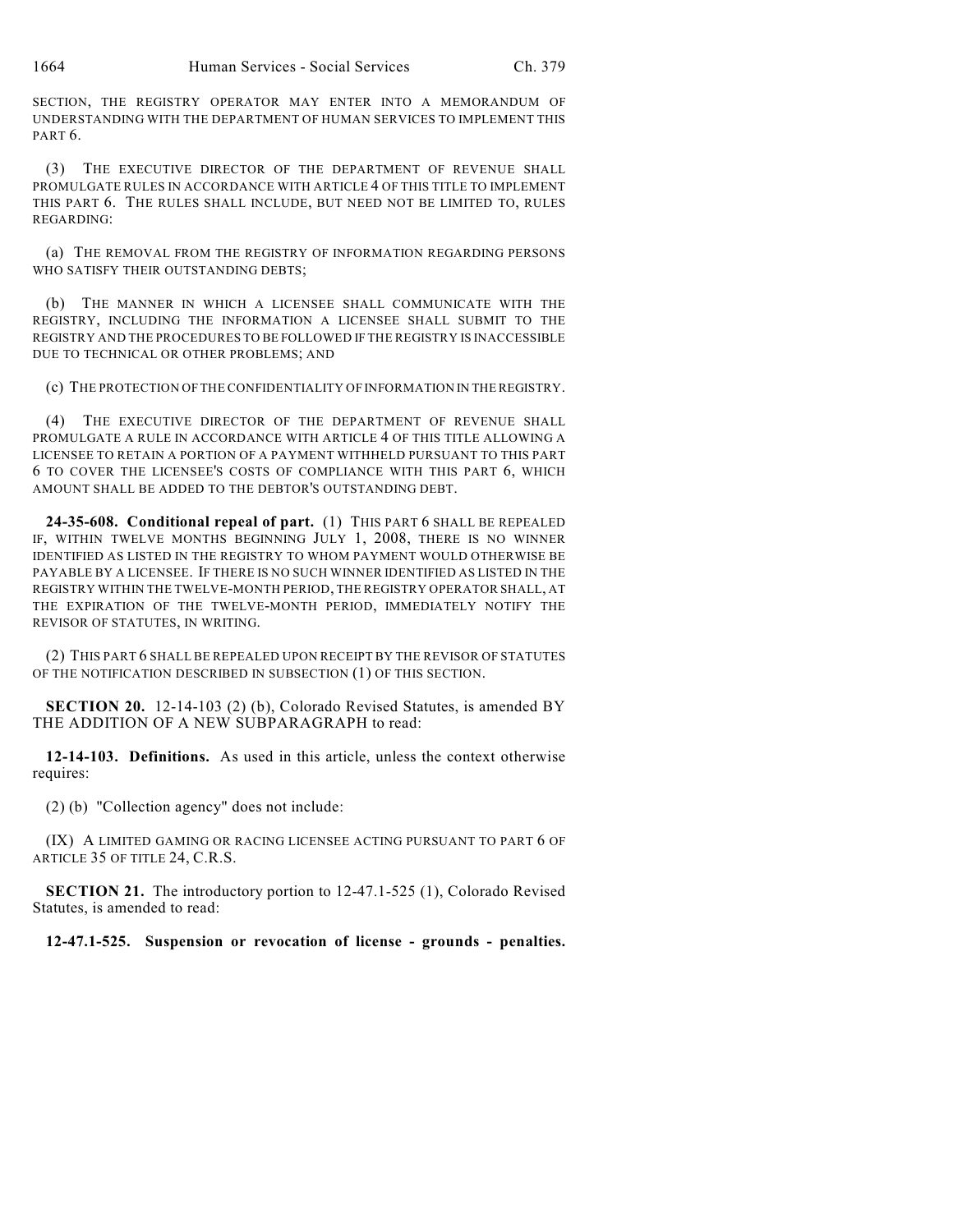SECTION, THE REGISTRY OPERATOR MAY ENTER INTO A MEMORANDUM OF UNDERSTANDING WITH THE DEPARTMENT OF HUMAN SERVICES TO IMPLEMENT THIS PART 6.

(3) THE EXECUTIVE DIRECTOR OF THE DEPARTMENT OF REVENUE SHALL PROMULGATE RULES IN ACCORDANCE WITH ARTICLE 4 OF THIS TITLE TO IMPLEMENT THIS PART 6. THE RULES SHALL INCLUDE, BUT NEED NOT BE LIMITED TO, RULES REGARDING:

(a) THE REMOVAL FROM THE REGISTRY OF INFORMATION REGARDING PERSONS WHO SATISFY THEIR OUTSTANDING DEBTS;

(b) THE MANNER IN WHICH A LICENSEE SHALL COMMUNICATE WITH THE REGISTRY, INCLUDING THE INFORMATION A LICENSEE SHALL SUBMIT TO THE REGISTRY AND THE PROCEDURES TO BE FOLLOWED IF THE REGISTRY IS INACCESSIBLE DUE TO TECHNICAL OR OTHER PROBLEMS; AND

(c) THE PROTECTION OF THE CONFIDENTIALITY OF INFORMATION IN THE REGISTRY.

(4) THE EXECUTIVE DIRECTOR OF THE DEPARTMENT OF REVENUE SHALL PROMULGATE A RULE IN ACCORDANCE WITH ARTICLE 4 OF THIS TITLE ALLOWING A LICENSEE TO RETAIN A PORTION OF A PAYMENT WITHHELD PURSUANT TO THIS PART 6 TO COVER THE LICENSEE'S COSTS OF COMPLIANCE WITH THIS PART 6, WHICH AMOUNT SHALL BE ADDED TO THE DEBTOR'S OUTSTANDING DEBT.

**24-35-608. Conditional repeal of part.** (1) THIS PART 6 SHALL BE REPEALED IF, WITHIN TWELVE MONTHS BEGINNING JULY 1, 2008, THERE IS NO WINNER IDENTIFIED AS LISTED IN THE REGISTRY TO WHOM PAYMENT WOULD OTHERWISE BE PAYABLE BY A LICENSEE. IF THERE IS NO SUCH WINNER IDENTIFIED AS LISTED IN THE REGISTRY WITHIN THE TWELVE-MONTH PERIOD, THE REGISTRY OPERATOR SHALL, AT THE EXPIRATION OF THE TWELVE-MONTH PERIOD, IMMEDIATELY NOTIFY THE REVISOR OF STATUTES, IN WRITING.

(2) THIS PART 6 SHALL BE REPEALED UPON RECEIPT BY THE REVISOR OF STATUTES OF THE NOTIFICATION DESCRIBED IN SUBSECTION (1) OF THIS SECTION.

**SECTION 20.** 12-14-103 (2) (b), Colorado Revised Statutes, is amended BY THE ADDITION OF A NEW SUBPARAGRAPH to read:

**12-14-103. Definitions.** As used in this article, unless the context otherwise requires:

(2) (b) "Collection agency" does not include:

(IX) A LIMITED GAMING OR RACING LICENSEE ACTING PURSUANT TO PART 6 OF ARTICLE 35 OF TITLE 24, C.R.S.

**SECTION 21.** The introductory portion to 12-47.1-525 (1), Colorado Revised Statutes, is amended to read:

**12-47.1-525. Suspension or revocation of license - grounds - penalties.**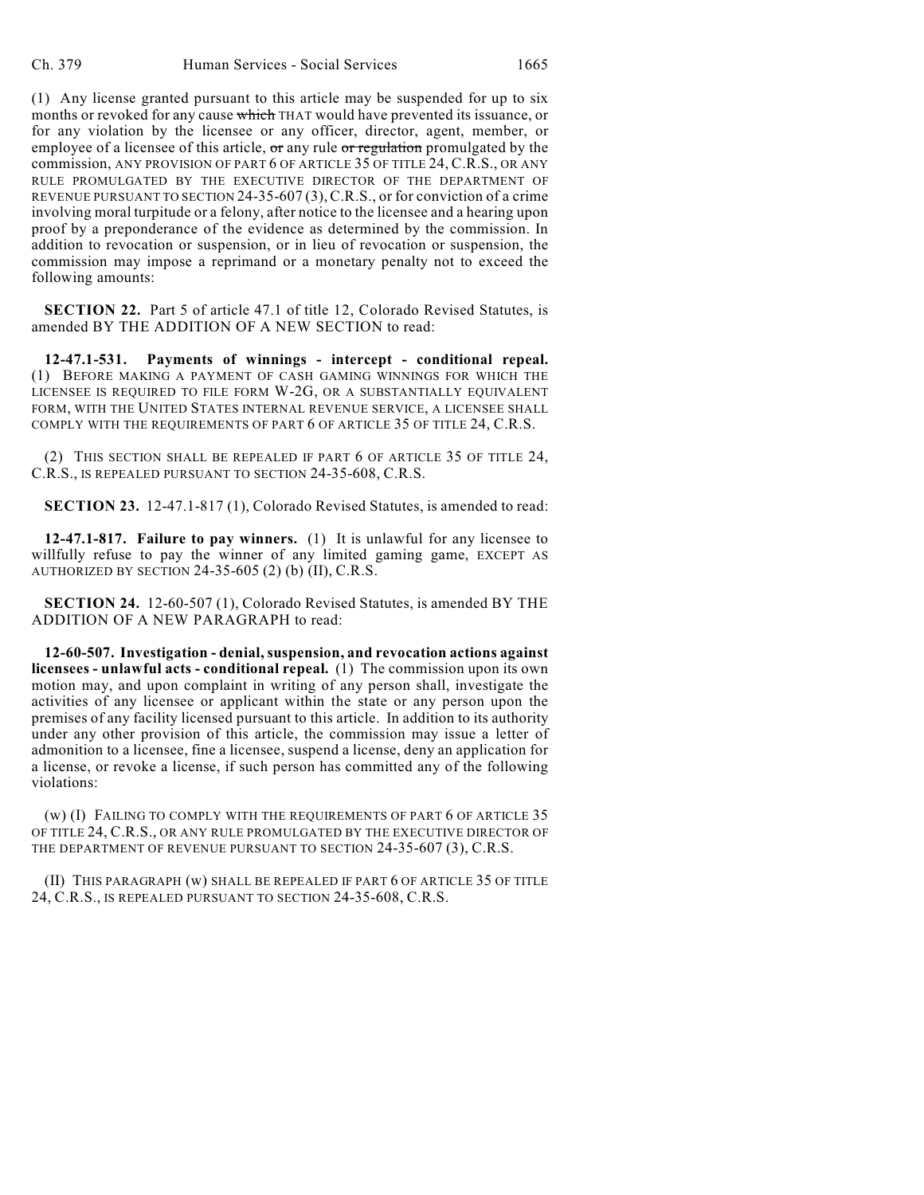(1) Any license granted pursuant to this article may be suspended for up to six months or revoked for any cause ~~which~~ THAT would have prevented its issuance, or for any violation by the licensee or any officer, director, agent, member, or employee of a licensee of this article, ~~or~~ any rule ~~or regulation~~ promulgated by the commission, ANY PROVISION OF PART 6 OF ARTICLE 35 OF TITLE 24, C.R.S., OR ANY RULE PROMULGATED BY THE EXECUTIVE DIRECTOR OF THE DEPARTMENT OF REVENUE PURSUANT TO SECTION 24-35-607 (3), C.R.S., or for conviction of a crime involving moral turpitude or a felony, after notice to the licensee and a hearing upon proof by a preponderance of the evidence as determined by the commission. In addition to revocation or suspension, or in lieu of revocation or suspension, the commission may impose a reprimand or a monetary penalty not to exceed the following amounts:

**SECTION 22.** Part 5 of article 47.1 of title 12, Colorado Revised Statutes, is amended BY THE ADDITION OF A NEW SECTION to read:

**12-47.1-531. Payments of winnings - intercept - conditional repeal.** (1) BEFORE MAKING A PAYMENT OF CASH GAMING WINNINGS FOR WHICH THE LICENSEE IS REQUIRED TO FILE FORM W-2G, OR A SUBSTANTIALLY EQUIVALENT FORM, WITH THE UNITED STATES INTERNAL REVENUE SERVICE, A LICENSEE SHALL COMPLY WITH THE REQUIREMENTS OF PART 6 OF ARTICLE 35 OF TITLE 24, C.R.S.

(2) THIS SECTION SHALL BE REPEALED IF PART 6 OF ARTICLE 35 OF TITLE 24, C.R.S., IS REPEALED PURSUANT TO SECTION 24-35-608, C.R.S.

**SECTION 23.** 12-47.1-817 (1), Colorado Revised Statutes, is amended to read:

**12-47.1-817. Failure to pay winners.** (1) It is unlawful for any licensee to willfully refuse to pay the winner of any limited gaming game, EXCEPT AS AUTHORIZED BY SECTION 24-35-605 (2) (b) (II), C.R.S.

**SECTION 24.** 12-60-507 (1), Colorado Revised Statutes, is amended BY THE ADDITION OF A NEW PARAGRAPH to read:

**12-60-507. Investigation - denial, suspension, and revocation actions against licensees - unlawful acts - conditional repeal.** (1) The commission upon its own motion may, and upon complaint in writing of any person shall, investigate the activities of any licensee or applicant within the state or any person upon the premises of any facility licensed pursuant to this article. In addition to its authority under any other provision of this article, the commission may issue a letter of admonition to a licensee, fine a licensee, suspend a license, deny an application for a license, or revoke a license, if such person has committed any of the following violations:

(w) (I) FAILING TO COMPLY WITH THE REQUIREMENTS OF PART 6 OF ARTICLE 35 OF TITLE 24, C.R.S., OR ANY RULE PROMULGATED BY THE EXECUTIVE DIRECTOR OF THE DEPARTMENT OF REVENUE PURSUANT TO SECTION 24-35-607 (3), C.R.S.

(II) THIS PARAGRAPH (w) SHALL BE REPEALED IF PART 6 OF ARTICLE 35 OF TITLE 24, C.R.S., IS REPEALED PURSUANT TO SECTION 24-35-608, C.R.S.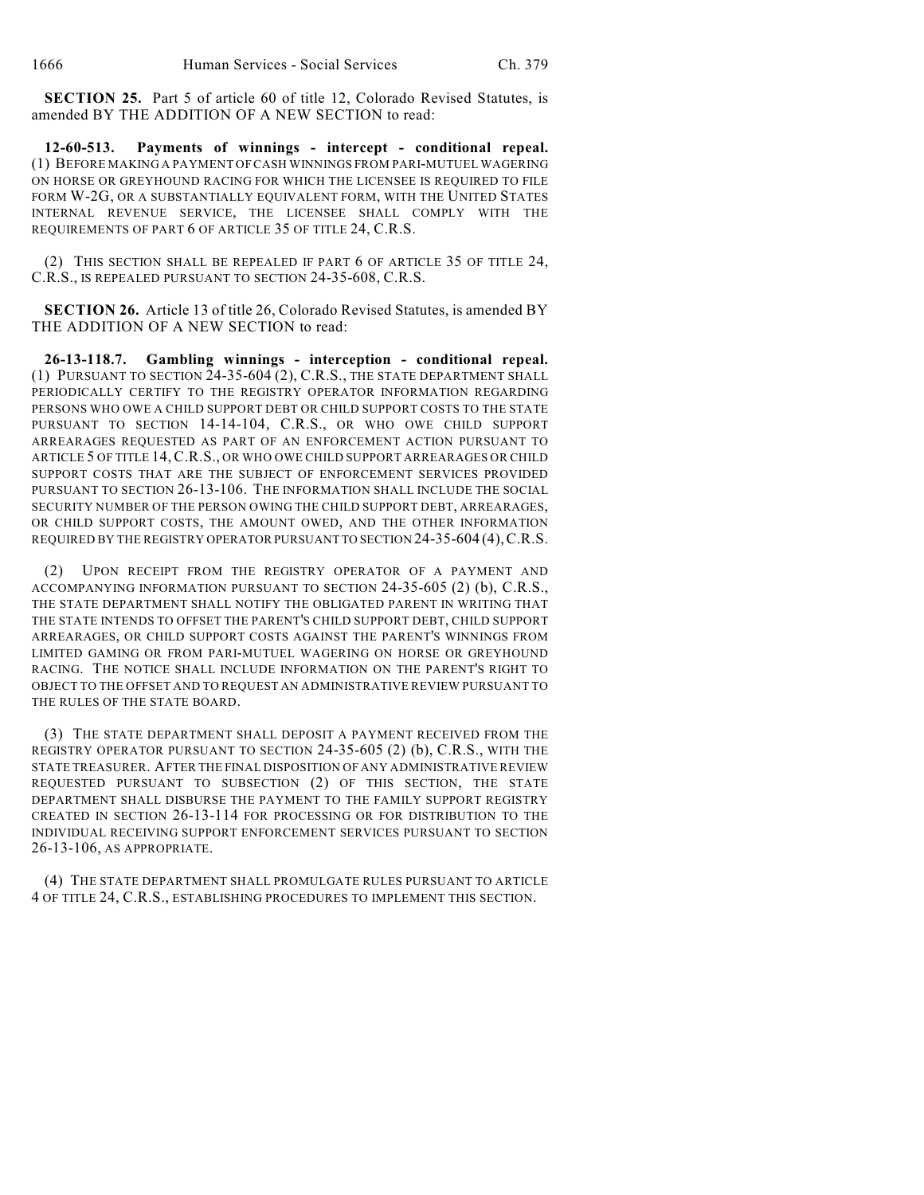**SECTION 25.** Part 5 of article 60 of title 12, Colorado Revised Statutes, is amended BY THE ADDITION OF A NEW SECTION to read:

**12-60-513. Payments of winnings - intercept - conditional repeal.** (1) BEFORE MAKING A PAYMENT OF CASH WINNINGS FROM PARI-MUTUEL WAGERING ON HORSE OR GREYHOUND RACING FOR WHICH THE LICENSEE IS REQUIRED TO FILE FORM W-2G, OR A SUBSTANTIALLY EQUIVALENT FORM, WITH THE UNITED STATES INTERNAL REVENUE SERVICE, THE LICENSEE SHALL COMPLY WITH THE REQUIREMENTS OF PART 6 OF ARTICLE 35 OF TITLE 24, C.R.S.

(2) THIS SECTION SHALL BE REPEALED IF PART 6 OF ARTICLE 35 OF TITLE 24, C.R.S., IS REPEALED PURSUANT TO SECTION 24-35-608, C.R.S.

**SECTION 26.** Article 13 of title 26, Colorado Revised Statutes, is amended BY THE ADDITION OF A NEW SECTION to read:

**26-13-118.7. Gambling winnings - interception - conditional repeal.** (1) PURSUANT TO SECTION 24-35-604 (2), C.R.S., THE STATE DEPARTMENT SHALL PERIODICALLY CERTIFY TO THE REGISTRY OPERATOR INFORMATION REGARDING PERSONS WHO OWE A CHILD SUPPORT DEBT OR CHILD SUPPORT COSTS TO THE STATE PURSUANT TO SECTION 14-14-104, C.R.S., OR WHO OWE CHILD SUPPORT ARREARAGES REQUESTED AS PART OF AN ENFORCEMENT ACTION PURSUANT TO ARTICLE 5 OF TITLE 14, C.R.S., OR WHO OWE CHILD SUPPORT ARREARAGES OR CHILD SUPPORT COSTS THAT ARE THE SUBJECT OF ENFORCEMENT SERVICES PROVIDED PURSUANT TO SECTION 26-13-106. THE INFORMATION SHALL INCLUDE THE SOCIAL SECURITY NUMBER OF THE PERSON OWING THE CHILD SUPPORT DEBT, ARREARAGES, OR CHILD SUPPORT COSTS, THE AMOUNT OWED, AND THE OTHER INFORMATION REQUIRED BY THE REGISTRY OPERATOR PURSUANT TO SECTION 24-35-604 (4), C.R.S.

(2) UPON RECEIPT FROM THE REGISTRY OPERATOR OF A PAYMENT AND ACCOMPANYING INFORMATION PURSUANT TO SECTION 24-35-605 (2) (b), C.R.S., THE STATE DEPARTMENT SHALL NOTIFY THE OBLIGATED PARENT IN WRITING THAT THE STATE INTENDS TO OFFSET THE PARENT'S CHILD SUPPORT DEBT, CHILD SUPPORT ARREARAGES, OR CHILD SUPPORT COSTS AGAINST THE PARENT'S WINNINGS FROM LIMITED GAMING OR FROM PARI-MUTUEL WAGERING ON HORSE OR GREYHOUND RACING. THE NOTICE SHALL INCLUDE INFORMATION ON THE PARENT'S RIGHT TO OBJECT TO THE OFFSET AND TO REQUEST AN ADMINISTRATIVE REVIEW PURSUANT TO THE RULES OF THE STATE BOARD.

(3) THE STATE DEPARTMENT SHALL DEPOSIT A PAYMENT RECEIVED FROM THE REGISTRY OPERATOR PURSUANT TO SECTION 24-35-605 (2) (b), C.R.S., WITH THE STATE TREASURER. AFTER THE FINAL DISPOSITION OF ANY ADMINISTRATIVE REVIEW REQUESTED PURSUANT TO SUBSECTION (2) OF THIS SECTION, THE STATE DEPARTMENT SHALL DISBURSE THE PAYMENT TO THE FAMILY SUPPORT REGISTRY CREATED IN SECTION 26-13-114 FOR PROCESSING OR FOR DISTRIBUTION TO THE INDIVIDUAL RECEIVING SUPPORT ENFORCEMENT SERVICES PURSUANT TO SECTION 26-13-106, AS APPROPRIATE.

(4) THE STATE DEPARTMENT SHALL PROMULGATE RULES PURSUANT TO ARTICLE 4 OF TITLE 24, C.R.S., ESTABLISHING PROCEDURES TO IMPLEMENT THIS SECTION.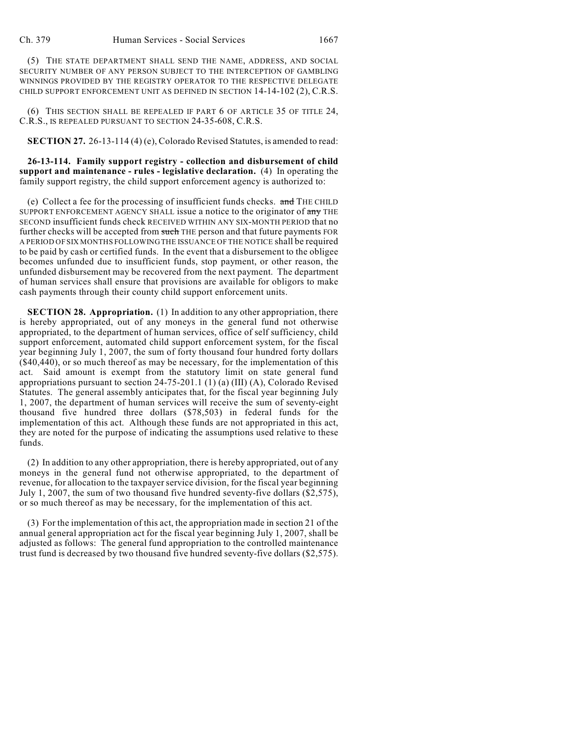(5) THE STATE DEPARTMENT SHALL SEND THE NAME, ADDRESS, AND SOCIAL SECURITY NUMBER OF ANY PERSON SUBJECT TO THE INTERCEPTION OF GAMBLING WINNINGS PROVIDED BY THE REGISTRY OPERATOR TO THE RESPECTIVE DELEGATE CHILD SUPPORT ENFORCEMENT UNIT AS DEFINED IN SECTION 14-14-102 (2), C.R.S.

(6) THIS SECTION SHALL BE REPEALED IF PART 6 OF ARTICLE 35 OF TITLE 24, C.R.S., IS REPEALED PURSUANT TO SECTION 24-35-608, C.R.S.

**SECTION 27.** 26-13-114 (4) (e), Colorado Revised Statutes, is amended to read:

**26-13-114. Family support registry - collection and disbursement of child support and maintenance - rules - legislative declaration.** (4) In operating the family support registry, the child support enforcement agency is authorized to:

(e) Collect a fee for the processing of insufficient funds checks. ~~and~~ THE CHILD SUPPORT ENFORCEMENT AGENCY SHALL issue a notice to the originator of ~~any~~ THE SECOND insufficient funds check RECEIVED WITHIN ANY SIX-MONTH PERIOD that no further checks will be accepted from ~~such~~ THE person and that future payments FOR A PERIOD OF SIX MONTHS FOLLOWING THE ISSUANCE OF THE NOTICE shall be required to be paid by cash or certified funds. In the event that a disbursement to the obligee becomes unfunded due to insufficient funds, stop payment, or other reason, the unfunded disbursement may be recovered from the next payment. The department of human services shall ensure that provisions are available for obligors to make cash payments through their county child support enforcement units.

**SECTION 28. Appropriation.** (1) In addition to any other appropriation, there is hereby appropriated, out of any moneys in the general fund not otherwise appropriated, to the department of human services, office of self sufficiency, child support enforcement, automated child support enforcement system, for the fiscal year beginning July 1, 2007, the sum of forty thousand four hundred forty dollars ($40,440), or so much thereof as may be necessary, for the implementation of this act. Said amount is exempt from the statutory limit on state general fund appropriations pursuant to section 24-75-201.1 (1) (a) (III) (A), Colorado Revised Statutes. The general assembly anticipates that, for the fiscal year beginning July 1, 2007, the department of human services will receive the sum of seventy-eight thousand five hundred three dollars ($78,503) in federal funds for the implementation of this act. Although these funds are not appropriated in this act, they are noted for the purpose of indicating the assumptions used relative to these funds.

(2) In addition to any other appropriation, there is hereby appropriated, out of any moneys in the general fund not otherwise appropriated, to the department of revenue, for allocation to the taxpayer service division, for the fiscal year beginning July 1, 2007, the sum of two thousand five hundred seventy-five dollars ($2,575), or so much thereof as may be necessary, for the implementation of this act.

(3) For the implementation of this act, the appropriation made in section 21 of the annual general appropriation act for the fiscal year beginning July 1, 2007, shall be adjusted as follows: The general fund appropriation to the controlled maintenance trust fund is decreased by two thousand five hundred seventy-five dollars ($2,575).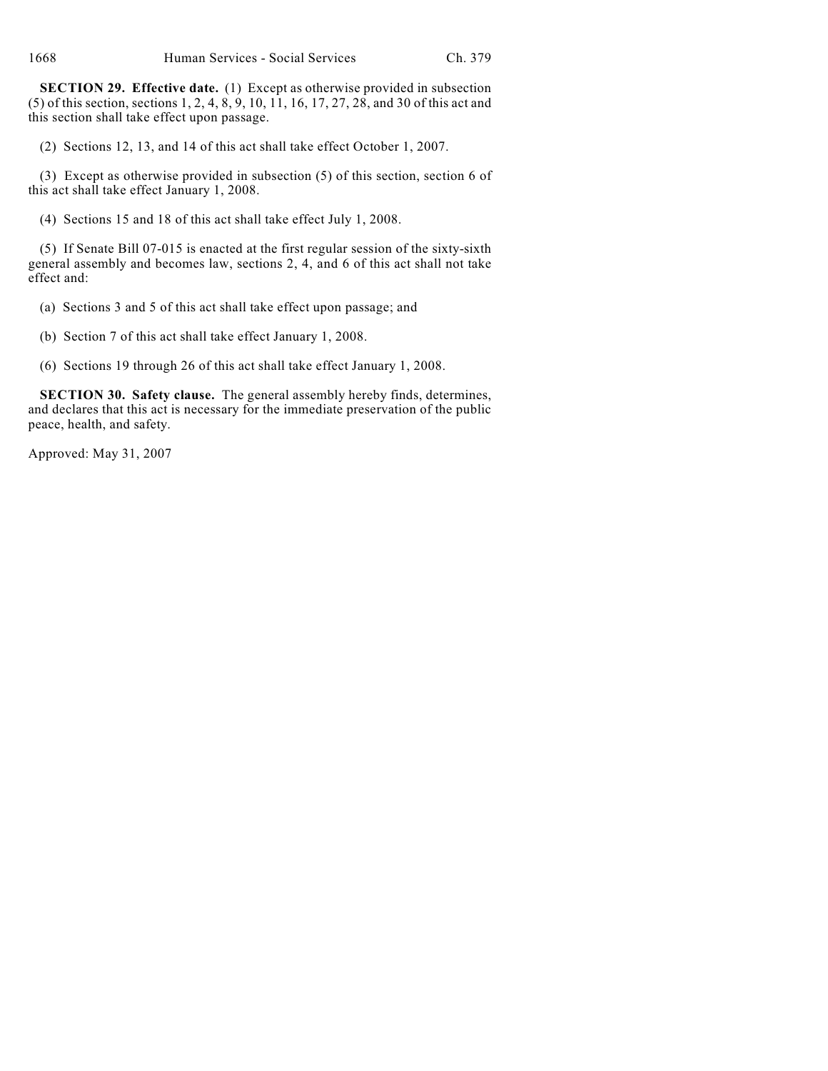**SECTION 29. Effective date.** (1) Except as otherwise provided in subsection (5) of this section, sections 1, 2, 4, 8, 9, 10, 11, 16, 17, 27, 28, and 30 of this act and this section shall take effect upon passage.

(2) Sections 12, 13, and 14 of this act shall take effect October 1, 2007.

(3) Except as otherwise provided in subsection (5) of this section, section 6 of this act shall take effect January 1, 2008.

(4) Sections 15 and 18 of this act shall take effect July 1, 2008.

(5) If Senate Bill 07-015 is enacted at the first regular session of the sixty-sixth general assembly and becomes law, sections 2, 4, and 6 of this act shall not take effect and:

(a) Sections 3 and 5 of this act shall take effect upon passage; and

(b) Section 7 of this act shall take effect January 1, 2008.

(6) Sections 19 through 26 of this act shall take effect January 1, 2008.

**SECTION 30. Safety clause.** The general assembly hereby finds, determines, and declares that this act is necessary for the immediate preservation of the public peace, health, and safety.

Approved: May 31, 2007